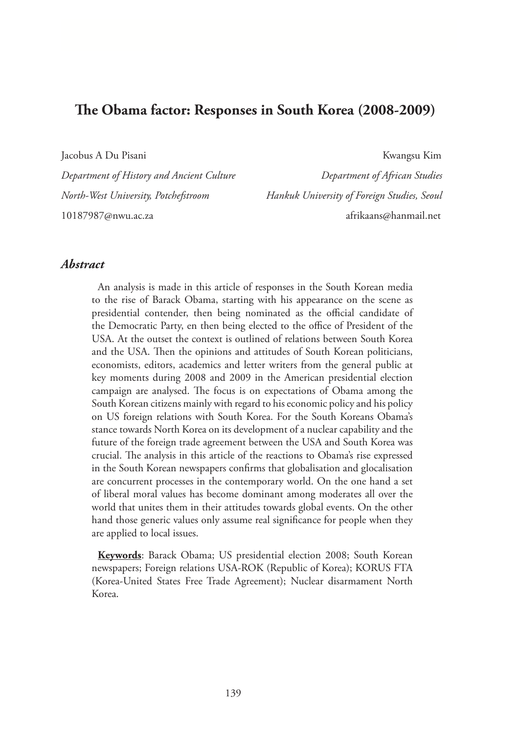# The Obama factor: Responses in South Korea (2008-2009)

Jacobus A Du Pisani
*Department of History and Ancient Culture*
*North-West University, Potchefstroom*
10187987@nwu.ac.za

Kwangsu Kim
*Department of African Studies*
*Hankuk University of Foreign Studies, Seoul*
afrikaans@hanmail.net

## *Abstract*

An analysis is made in this article of responses in the South Korean media to the rise of Barack Obama, starting with his appearance on the scene as presidential contender, then being nominated as the official candidate of the Democratic Party, en then being elected to the office of President of the USA. At the outset the context is outlined of relations between South Korea and the USA. Then the opinions and attitudes of South Korean politicians, economists, editors, academics and letter writers from the general public at key moments during 2008 and 2009 in the American presidential election campaign are analysed. The focus is on expectations of Obama among the South Korean citizens mainly with regard to his economic policy and his policy on US foreign relations with South Korea. For the South Koreans Obama's stance towards North Korea on its development of a nuclear capability and the future of the foreign trade agreement between the USA and South Korea was crucial. The analysis in this article of the reactions to Obama's rise expressed in the South Korean newspapers confirms that globalisation and glocalisation are concurrent processes in the contemporary world. On the one hand a set of liberal moral values has become dominant among moderates all over the world that unites them in their attitudes towards global events. On the other hand those generic values only assume real significance for people when they are applied to local issues.

**Keywords**: Barack Obama; US presidential election 2008; South Korean newspapers; Foreign relations USA-ROK (Republic of Korea); KORUS FTA (Korea-United States Free Trade Agreement); Nuclear disarmament North Korea.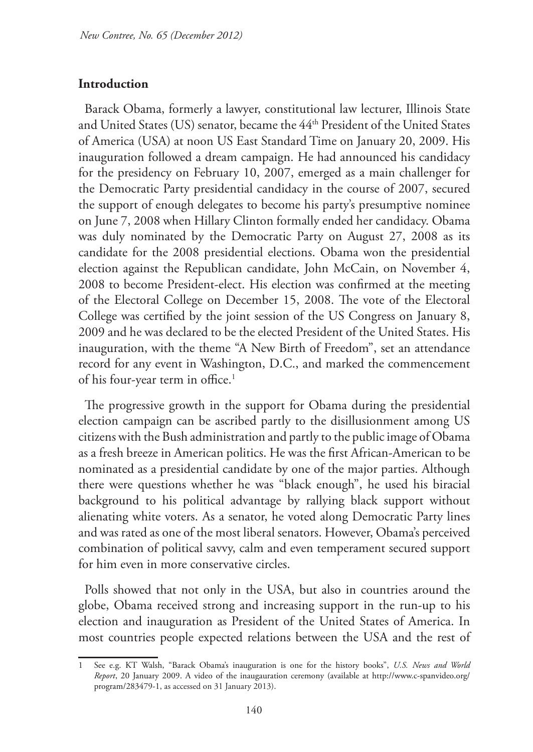## Introduction

Barack Obama, formerly a lawyer, constitutional law lecturer, Illinois State and United States (US) senator, became the 44th President of the United States of America (USA) at noon US East Standard Time on January 20, 2009. His inauguration followed a dream campaign. He had announced his candidacy for the presidency on February 10, 2007, emerged as a main challenger for the Democratic Party presidential candidacy in the course of 2007, secured the support of enough delegates to become his party's presumptive nominee on June 7, 2008 when Hillary Clinton formally ended her candidacy. Obama was duly nominated by the Democratic Party on August 27, 2008 as its candidate for the 2008 presidential elections. Obama won the presidential election against the Republican candidate, John McCain, on November 4, 2008 to become President-elect. His election was confirmed at the meeting of the Electoral College on December 15, 2008. The vote of the Electoral College was certified by the joint session of the US Congress on January 8, 2009 and he was declared to be the elected President of the United States. His inauguration, with the theme "A New Birth of Freedom", set an attendance record for any event in Washington, D.C., and marked the commencement of his four-year term in office.[1]

The progressive growth in the support for Obama during the presidential election campaign can be ascribed partly to the disillusionment among US citizens with the Bush administration and partly to the public image of Obama as a fresh breeze in American politics. He was the first African-American to be nominated as a presidential candidate by one of the major parties. Although there were questions whether he was "black enough", he used his biracial background to his political advantage by rallying black support without alienating white voters. As a senator, he voted along Democratic Party lines and was rated as one of the most liberal senators. However, Obama's perceived combination of political savvy, calm and even temperament secured support for him even in more conservative circles.

Polls showed that not only in the USA, but also in countries around the globe, Obama received strong and increasing support in the run-up to his election and inauguration as President of the United States of America. In most countries people expected relations between the USA and the rest of

---

1 See e.g. KT Walsh, "Barack Obama's inauguration is one for the history books", *U.S. News and World Report*, 20 January 2009. A video of the inaugauration ceremony (available at http://www.c-spanvideo.org/program/283479-1, as accessed on 31 January 2013).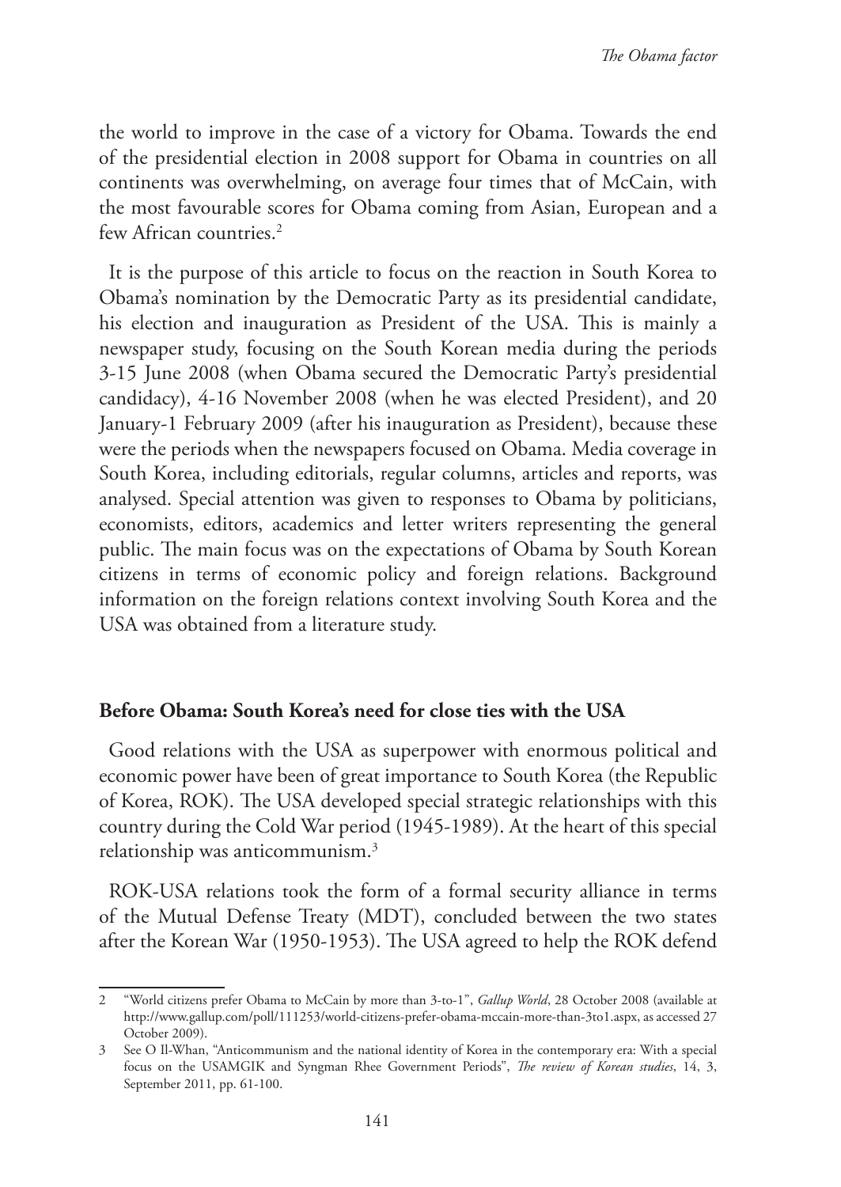the world to improve in the case of a victory for Obama. Towards the end of the presidential election in 2008 support for Obama in countries on all continents was overwhelming, on average four times that of McCain, with the most favourable scores for Obama coming from Asian, European and a few African countries.[2]

It is the purpose of this article to focus on the reaction in South Korea to Obama's nomination by the Democratic Party as its presidential candidate, his election and inauguration as President of the USA. This is mainly a newspaper study, focusing on the South Korean media during the periods 3-15 June 2008 (when Obama secured the Democratic Party's presidential candidacy), 4-16 November 2008 (when he was elected President), and 20 January-1 February 2009 (after his inauguration as President), because these were the periods when the newspapers focused on Obama. Media coverage in South Korea, including editorials, regular columns, articles and reports, was analysed. Special attention was given to responses to Obama by politicians, economists, editors, academics and letter writers representing the general public. The main focus was on the expectations of Obama by South Korean citizens in terms of economic policy and foreign relations. Background information on the foreign relations context involving South Korea and the USA was obtained from a literature study.

## Before Obama: South Korea's need for close ties with the USA

Good relations with the USA as superpower with enormous political and economic power have been of great importance to South Korea (the Republic of Korea, ROK). The USA developed special strategic relationships with this country during the Cold War period (1945-1989). At the heart of this special relationship was anticommunism.[3]

ROK-USA relations took the form of a formal security alliance in terms of the Mutual Defense Treaty (MDT), concluded between the two states after the Korean War (1950-1953). The USA agreed to help the ROK defend

---

2 "World citizens prefer Obama to McCain by more than 3-to-1", *Gallup World*, 28 October 2008 (available at http://www.gallup.com/poll/111253/world-citizens-prefer-obama-mccain-more-than-3to1.aspx, as accessed 27 October 2009).

3 See O Il-Whan, "Anticommunism and the national identity of Korea in the contemporary era: With a special focus on the USAMGIK and Syngman Rhee Government Periods", *The review of Korean studies*, 14, 3, September 2011, pp. 61-100.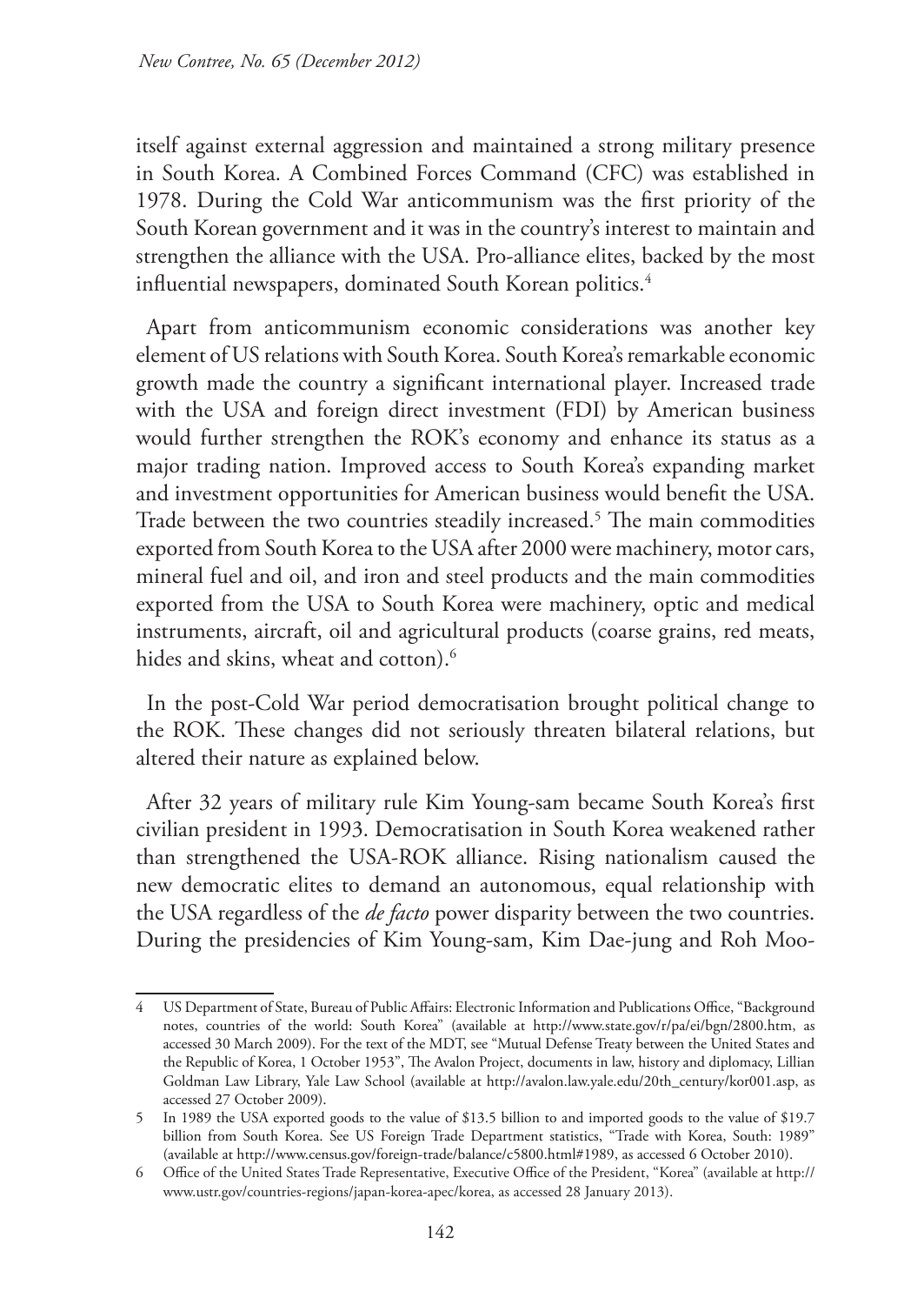itself against external aggression and maintained a strong military presence in South Korea. A Combined Forces Command (CFC) was established in 1978. During the Cold War anticommunism was the first priority of the South Korean government and it was in the country's interest to maintain and strengthen the alliance with the USA. Pro-alliance elites, backed by the most influential newspapers, dominated South Korean politics.[4]

Apart from anticommunism economic considerations was another key element of US relations with South Korea. South Korea's remarkable economic growth made the country a significant international player. Increased trade with the USA and foreign direct investment (FDI) by American business would further strengthen the ROK's economy and enhance its status as a major trading nation. Improved access to South Korea's expanding market and investment opportunities for American business would benefit the USA. Trade between the two countries steadily increased.[5] The main commodities exported from South Korea to the USA after 2000 were machinery, motor cars, mineral fuel and oil, and iron and steel products and the main commodities exported from the USA to South Korea were machinery, optic and medical instruments, aircraft, oil and agricultural products (coarse grains, red meats, hides and skins, wheat and cotton).[6]

In the post-Cold War period democratisation brought political change to the ROK. These changes did not seriously threaten bilateral relations, but altered their nature as explained below.

After 32 years of military rule Kim Young-sam became South Korea's first civilian president in 1993. Democratisation in South Korea weakened rather than strengthened the USA-ROK alliance. Rising nationalism caused the new democratic elites to demand an autonomous, equal relationship with the USA regardless of the *de facto* power disparity between the two countries. During the presidencies of Kim Young-sam, Kim Dae-jung and Roh Moo-

4 US Department of State, Bureau of Public Affairs: Electronic Information and Publications Office, "Background notes, countries of the world: South Korea" (available at http://www.state.gov/r/pa/ei/bgn/2800.htm, as accessed 30 March 2009). For the text of the MDT, see "Mutual Defense Treaty between the United States and the Republic of Korea, 1 October 1953", The Avalon Project, documents in law, history and diplomacy, Lillian Goldman Law Library, Yale Law School (available at http://avalon.law.yale.edu/20th_century/kor001.asp, as accessed 27 October 2009).

5 In 1989 the USA exported goods to the value of $13.5 billion to and imported goods to the value of $19.7 billion from South Korea. See US Foreign Trade Department statistics, "Trade with Korea, South: 1989" (available at http://www.census.gov/foreign-trade/balance/c5800.html#1989, as accessed 6 October 2010).

6 Office of the United States Trade Representative, Executive Office of the President, "Korea" (available at http://www.ustr.gov/countries-regions/japan-korea-apec/korea, as accessed 28 January 2013).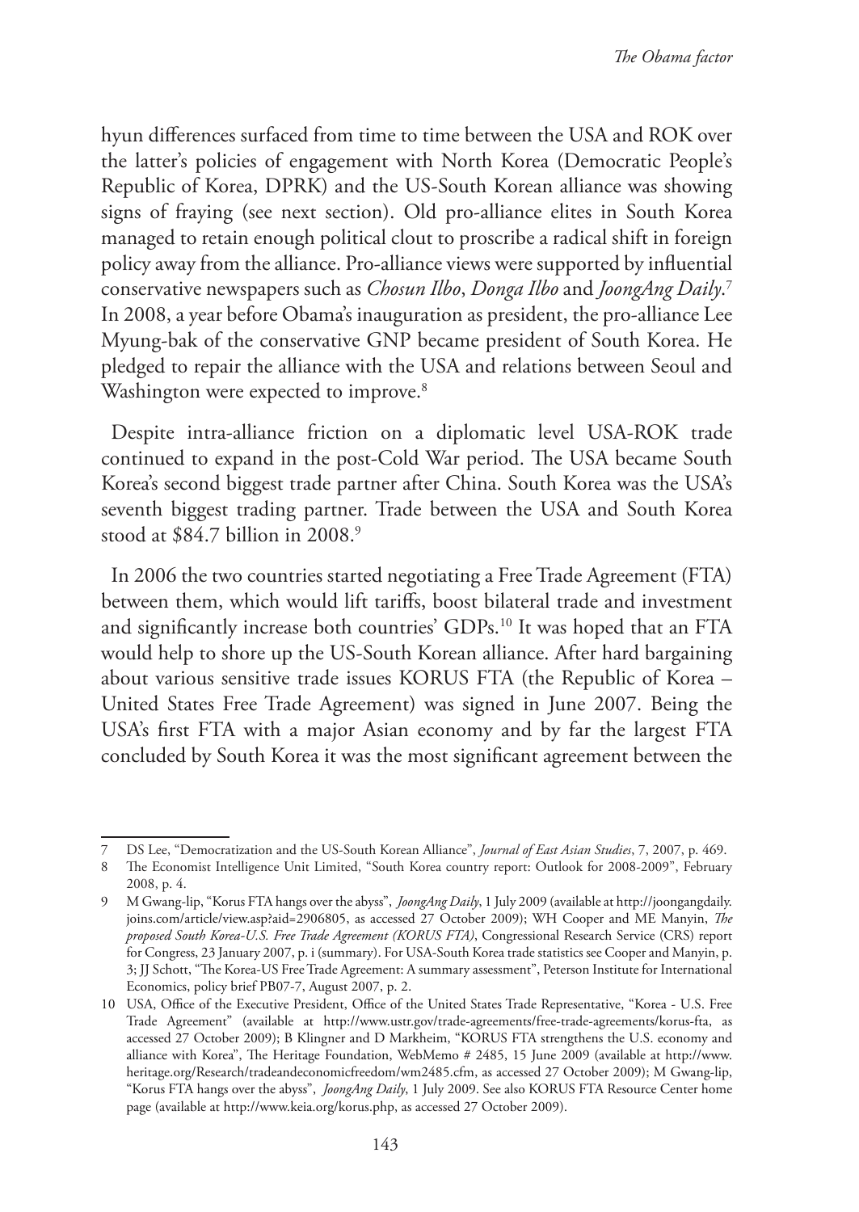hyun differences surfaced from time to time between the USA and ROK over the latter's policies of engagement with North Korea (Democratic People's Republic of Korea, DPRK) and the US-South Korean alliance was showing signs of fraying (see next section). Old pro-alliance elites in South Korea managed to retain enough political clout to proscribe a radical shift in foreign policy away from the alliance. Pro-alliance views were supported by influential conservative newspapers such as *Chosun Ilbo*, *Donga Ilbo* and *JoongAng Daily*.[7] In 2008, a year before Obama's inauguration as president, the pro-alliance Lee Myung-bak of the conservative GNP became president of South Korea. He pledged to repair the alliance with the USA and relations between Seoul and Washington were expected to improve.[8]

Despite intra-alliance friction on a diplomatic level USA-ROK trade continued to expand in the post-Cold War period. The USA became South Korea's second biggest trade partner after China. South Korea was the USA's seventh biggest trading partner. Trade between the USA and South Korea stood at $84.7 billion in 2008.[9]

In 2006 the two countries started negotiating a Free Trade Agreement (FTA) between them, which would lift tariffs, boost bilateral trade and investment and significantly increase both countries' GDPs.[10] It was hoped that an FTA would help to shore up the US-South Korean alliance. After hard bargaining about various sensitive trade issues KORUS FTA (the Republic of Korea – United States Free Trade Agreement) was signed in June 2007. Being the USA's first FTA with a major Asian economy and by far the largest FTA concluded by South Korea it was the most significant agreement between the

---

7 DS Lee, "Democratization and the US-South Korean Alliance", *Journal of East Asian Studies*, 7, 2007, p. 469.

8 The Economist Intelligence Unit Limited, "South Korea country report: Outlook for 2008-2009", February 2008, p. 4.

9 M Gwang-lip, "Korus FTA hangs over the abyss", *JoongAng Daily*, 1 July 2009 (available at http://joongangdaily.joins.com/article/view.asp?aid=2906805, as accessed 27 October 2009); WH Cooper and ME Manyin, *The proposed South Korea-U.S. Free Trade Agreement (KORUS FTA)*, Congressional Research Service (CRS) report for Congress, 23 January 2007, p. i (summary). For USA-South Korea trade statistics see Cooper and Manyin, p. 3; JJ Schott, "The Korea-US Free Trade Agreement: A summary assessment", Peterson Institute for International Economics, policy brief PB07-7, August 2007, p. 2.

10 USA, Office of the Executive President, Office of the United States Trade Representative, "Korea - U.S. Free Trade Agreement" (available at http://www.ustr.gov/trade-agreements/free-trade-agreements/korus-fta, as accessed 27 October 2009); B Klingner and D Markheim, "KORUS FTA strengthens the U.S. economy and alliance with Korea", The Heritage Foundation, WebMemo # 2485, 15 June 2009 (available at http://www.heritage.org/Research/tradeandeconomicfreedom/wm2485.cfm, as accessed 27 October 2009); M Gwang-lip, "Korus FTA hangs over the abyss", *JoongAng Daily*, 1 July 2009. See also KORUS FTA Resource Center home page (available at http://www.keia.org/korus.php, as accessed 27 October 2009).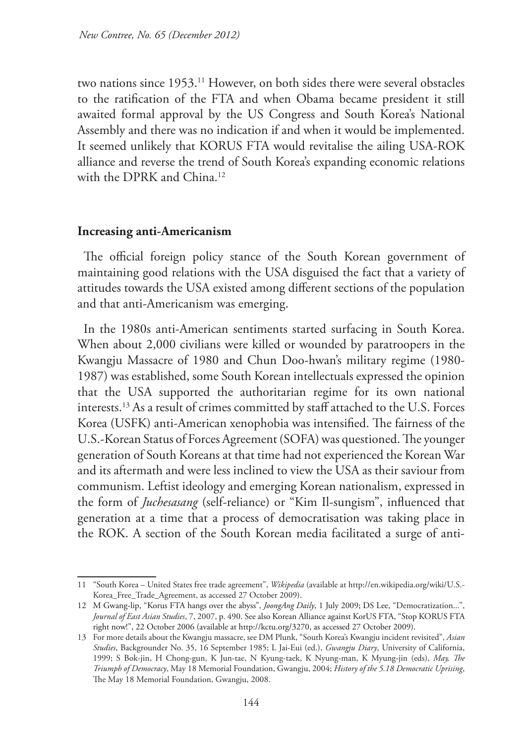two nations since 1953.[11] However, on both sides there were several obstacles to the ratification of the FTA and when Obama became president it still awaited formal approval by the US Congress and South Korea's National Assembly and there was no indication if and when it would be implemented. It seemed unlikely that KORUS FTA would revitalise the ailing USA-ROK alliance and reverse the trend of South Korea's expanding economic relations with the DPRK and China.[12]

**Increasing anti-Americanism**

The official foreign policy stance of the South Korean government of maintaining good relations with the USA disguised the fact that a variety of attitudes towards the USA existed among different sections of the population and that anti-Americanism was emerging.

In the 1980s anti-American sentiments started surfacing in South Korea. When about 2,000 civilians were killed or wounded by paratroopers in the Kwangju Massacre of 1980 and Chun Doo-hwan's military regime (1980-1987) was established, some South Korean intellectuals expressed the opinion that the USA supported the authoritarian regime for its own national interests.[13] As a result of crimes committed by staff attached to the U.S. Forces Korea (USFK) anti-American xenophobia was intensified. The fairness of the U.S.-Korean Status of Forces Agreement (SOFA) was questioned. The younger generation of South Koreans at that time had not experienced the Korean War and its aftermath and were less inclined to view the USA as their saviour from communism. Leftist ideology and emerging Korean nationalism, expressed in the form of *Juchesasang* (self-reliance) or "Kim Il-sungism", influenced that generation at a time that a process of democratisation was taking place in the ROK. A section of the South Korean media facilitated a surge of anti-

---

11 "South Korea – United States free trade agreement", *Wikipedia* (available at http://en.wikipedia.org/wiki/U.S.-Korea_Free_Trade_Agreement, as accessed 27 October 2009).

12 M Gwang-lip, "Korus FTA hangs over the abyss", *JoongAng Daily*, 1 July 2009; DS Lee, "Democratization...", *Journal of East Asian Studies*, 7, 2007, p. 490. See also Korean Alliance against KorUS FTA, "Stop KORUS FTA right now!", 22 October 2006 (available at http://kctu.org/3270, as accessed 27 October 2009).

13 For more details about the Kwangju massacre, see DM Plunk, "South Korea's Kwangju incident revisited", *Asian Studies*, Backgrounder No. 35, 16 September 1985; L Jai-Eui (ed.), *Gwangju Diary*, University of California, 1999; S Bok-jin, H Chong-gun, K Jun-tae, N Kyung-taek, K Nyung-man, K Myung-jin (eds), *May, The Triumph of Democracy*, May 18 Memorial Foundation, Gwangju, 2004; *History of the 5.18 Democratic Uprising*, The May 18 Memorial Foundation, Gwangju, 2008.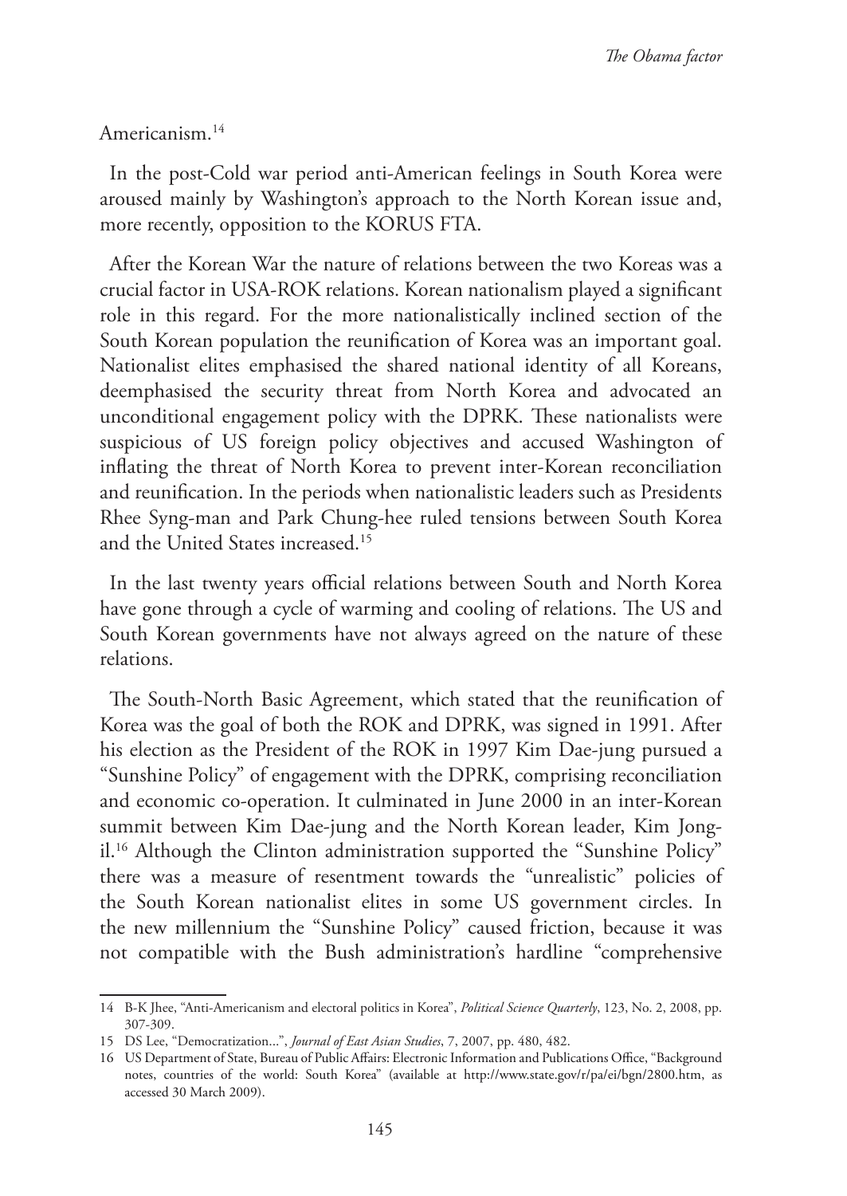Americanism.[14]

In the post-Cold war period anti-American feelings in South Korea were aroused mainly by Washington's approach to the North Korean issue and, more recently, opposition to the KORUS FTA.

After the Korean War the nature of relations between the two Koreas was a crucial factor in USA-ROK relations. Korean nationalism played a significant role in this regard. For the more nationalistically inclined section of the South Korean population the reunification of Korea was an important goal. Nationalist elites emphasised the shared national identity of all Koreans, deemphasised the security threat from North Korea and advocated an unconditional engagement policy with the DPRK. These nationalists were suspicious of US foreign policy objectives and accused Washington of inflating the threat of North Korea to prevent inter-Korean reconciliation and reunification. In the periods when nationalistic leaders such as Presidents Rhee Syng-man and Park Chung-hee ruled tensions between South Korea and the United States increased.[15]

In the last twenty years official relations between South and North Korea have gone through a cycle of warming and cooling of relations. The US and South Korean governments have not always agreed on the nature of these relations.

The South-North Basic Agreement, which stated that the reunification of Korea was the goal of both the ROK and DPRK, was signed in 1991. After his election as the President of the ROK in 1997 Kim Dae-jung pursued a "Sunshine Policy" of engagement with the DPRK, comprising reconciliation and economic co-operation. It culminated in June 2000 in an inter-Korean summit between Kim Dae-jung and the North Korean leader, Kim Jong-il.[16] Although the Clinton administration supported the "Sunshine Policy" there was a measure of resentment towards the "unrealistic" policies of the South Korean nationalist elites in some US government circles. In the new millennium the "Sunshine Policy" caused friction, because it was not compatible with the Bush administration's hardline "comprehensive

---

14 B-K Jhee, "Anti-Americanism and electoral politics in Korea", *Political Science Quarterly*, 123, No. 2, 2008, pp. 307-309.

15 DS Lee, "Democratization...", *Journal of East Asian Studies*, 7, 2007, pp. 480, 482.

16 US Department of State, Bureau of Public Affairs: Electronic Information and Publications Office, "Background notes, countries of the world: South Korea" (available at http://www.state.gov/r/pa/ei/bgn/2800.htm, as accessed 30 March 2009).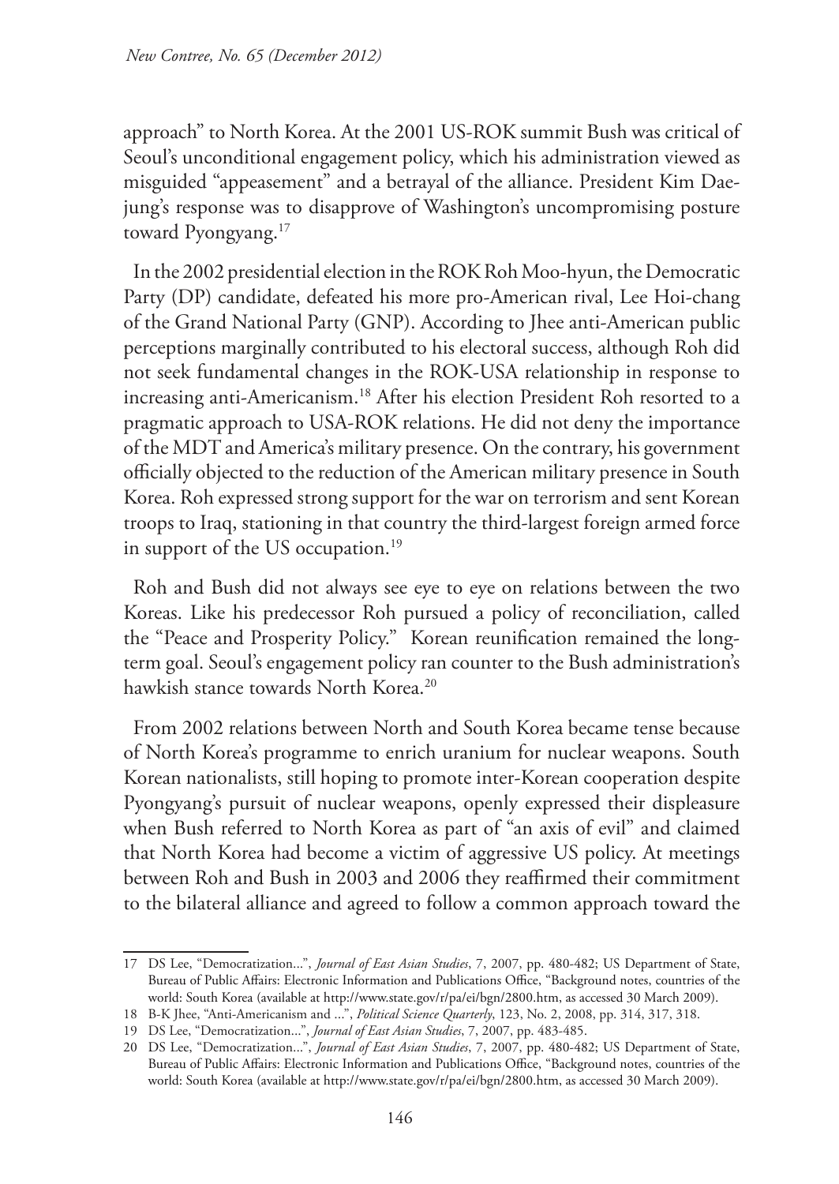approach" to North Korea. At the 2001 US-ROK summit Bush was critical of Seoul's unconditional engagement policy, which his administration viewed as misguided "appeasement" and a betrayal of the alliance. President Kim Dae-jung's response was to disapprove of Washington's uncompromising posture toward Pyongyang.[17]

In the 2002 presidential election in the ROK Roh Moo-hyun, the Democratic Party (DP) candidate, defeated his more pro-American rival, Lee Hoi-chang of the Grand National Party (GNP). According to Jhee anti-American public perceptions marginally contributed to his electoral success, although Roh did not seek fundamental changes in the ROK-USA relationship in response to increasing anti-Americanism.[18] After his election President Roh resorted to a pragmatic approach to USA-ROK relations. He did not deny the importance of the MDT and America's military presence. On the contrary, his government officially objected to the reduction of the American military presence in South Korea. Roh expressed strong support for the war on terrorism and sent Korean troops to Iraq, stationing in that country the third-largest foreign armed force in support of the US occupation.[19]

Roh and Bush did not always see eye to eye on relations between the two Koreas. Like his predecessor Roh pursued a policy of reconciliation, called the "Peace and Prosperity Policy." Korean reunification remained the long-term goal. Seoul's engagement policy ran counter to the Bush administration's hawkish stance towards North Korea.[20]

From 2002 relations between North and South Korea became tense because of North Korea's programme to enrich uranium for nuclear weapons. South Korean nationalists, still hoping to promote inter-Korean cooperation despite Pyongyang's pursuit of nuclear weapons, openly expressed their displeasure when Bush referred to North Korea as part of "an axis of evil" and claimed that North Korea had become a victim of aggressive US policy. At meetings between Roh and Bush in 2003 and 2006 they reaffirmed their commitment to the bilateral alliance and agreed to follow a common approach toward the

---

17 DS Lee, "Democratization...", *Journal of East Asian Studies*, 7, 2007, pp. 480-482; US Department of State, Bureau of Public Affairs: Electronic Information and Publications Office, "Background notes, countries of the world: South Korea (available at http://www.state.gov/r/pa/ei/bgn/2800.htm, as accessed 30 March 2009).

18 B-K Jhee, "Anti-Americanism and ...", *Political Science Quarterly*, 123, No. 2, 2008, pp. 314, 317, 318.

19 DS Lee, "Democratization...", *Journal of East Asian Studies*, 7, 2007, pp. 483-485.

20 DS Lee, "Democratization...", *Journal of East Asian Studies*, 7, 2007, pp. 480-482; US Department of State, Bureau of Public Affairs: Electronic Information and Publications Office, "Background notes, countries of the world: South Korea (available at http://www.state.gov/r/pa/ei/bgn/2800.htm, as accessed 30 March 2009).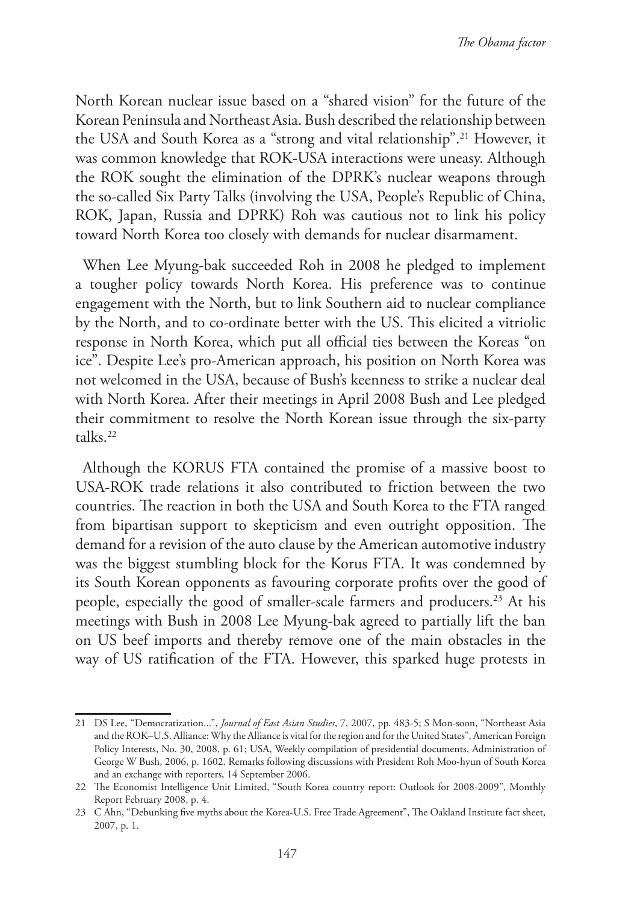North Korean nuclear issue based on a "shared vision" for the future of the Korean Peninsula and Northeast Asia. Bush described the relationship between the USA and South Korea as a "strong and vital relationship".[21] However, it was common knowledge that ROK-USA interactions were uneasy. Although the ROK sought the elimination of the DPRK's nuclear weapons through the so-called Six Party Talks (involving the USA, People's Republic of China, ROK, Japan, Russia and DPRK) Roh was cautious not to link his policy toward North Korea too closely with demands for nuclear disarmament.

When Lee Myung-bak succeeded Roh in 2008 he pledged to implement a tougher policy towards North Korea. His preference was to continue engagement with the North, but to link Southern aid to nuclear compliance by the North, and to co-ordinate better with the US. This elicited a vitriolic response in North Korea, which put all official ties between the Koreas "on ice". Despite Lee's pro-American approach, his position on North Korea was not welcomed in the USA, because of Bush's keenness to strike a nuclear deal with North Korea. After their meetings in April 2008 Bush and Lee pledged their commitment to resolve the North Korean issue through the six-party talks.[22]

Although the KORUS FTA contained the promise of a massive boost to USA-ROK trade relations it also contributed to friction between the two countries. The reaction in both the USA and South Korea to the FTA ranged from bipartisan support to skepticism and even outright opposition. The demand for a revision of the auto clause by the American automotive industry was the biggest stumbling block for the Korus FTA. It was condemned by its South Korean opponents as favouring corporate profits over the good of people, especially the good of smaller-scale farmers and producers.[23] At his meetings with Bush in 2008 Lee Myung-bak agreed to partially lift the ban on US beef imports and thereby remove one of the main obstacles in the way of US ratification of the FTA. However, this sparked huge protests in

---

21 DS Lee, "Democratization...", *Journal of East Asian Studies*, 7, 2007, pp. 483-5; S Mon-soon, "Northeast Asia and the ROK–U.S. Alliance: Why the Alliance is vital for the region and for the United States", American Foreign Policy Interests, No. 30, 2008, p. 61; USA, Weekly compilation of presidential documents, Administration of George W Bush, 2006, p. 1602. Remarks following discussions with President Roh Moo-hyun of South Korea and an exchange with reporters, 14 September 2006.

22 The Economist Intelligence Unit Limited, "South Korea country report: Outlook for 2008-2009", Monthly Report February 2008, p. 4.

23 C Ahn, "Debunking five myths about the Korea-U.S. Free Trade Agreement", The Oakland Institute fact sheet, 2007, p. 1.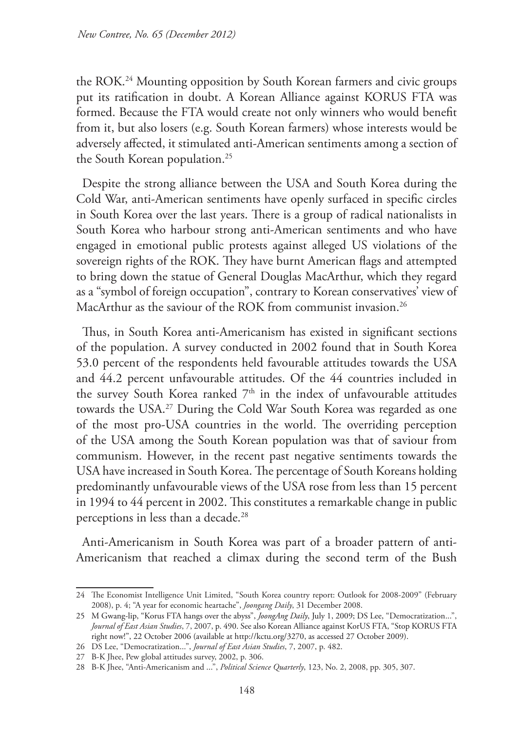the ROK.[24] Mounting opposition by South Korean farmers and civic groups put its ratification in doubt. A Korean Alliance against KORUS FTA was formed. Because the FTA would create not only winners who would benefit from it, but also losers (e.g. South Korean farmers) whose interests would be adversely affected, it stimulated anti-American sentiments among a section of the South Korean population.[25]

Despite the strong alliance between the USA and South Korea during the Cold War, anti-American sentiments have openly surfaced in specific circles in South Korea over the last years. There is a group of radical nationalists in South Korea who harbour strong anti-American sentiments and who have engaged in emotional public protests against alleged US violations of the sovereign rights of the ROK. They have burnt American flags and attempted to bring down the statue of General Douglas MacArthur, which they regard as a "symbol of foreign occupation", contrary to Korean conservatives' view of MacArthur as the saviour of the ROK from communist invasion.[26]

Thus, in South Korea anti-Americanism has existed in significant sections of the population. A survey conducted in 2002 found that in South Korea 53.0 percent of the respondents held favourable attitudes towards the USA and 44.2 percent unfavourable attitudes. Of the 44 countries included in the survey South Korea ranked 7th in the index of unfavourable attitudes towards the USA.[27] During the Cold War South Korea was regarded as one of the most pro-USA countries in the world. The overriding perception of the USA among the South Korean population was that of saviour from communism. However, in the recent past negative sentiments towards the USA have increased in South Korea. The percentage of South Koreans holding predominantly unfavourable views of the USA rose from less than 15 percent in 1994 to 44 percent in 2002. This constitutes a remarkable change in public perceptions in less than a decade.[28]

Anti-Americanism in South Korea was part of a broader pattern of anti-Americanism that reached a climax during the second term of the Bush

---

24 The Economist Intelligence Unit Limited, "South Korea country report: Outlook for 2008-2009" (February 2008), p. 4; "A year for economic heartache", *Joongang Daily*, 31 December 2008.

25 M Gwang-lip, "Korus FTA hangs over the abyss", *JoongAng Daily*, July 1, 2009; DS Lee, "Democratization...", *Journal of East Asian Studies*, 7, 2007, p. 490. See also Korean Alliance against KorUS FTA, "Stop KORUS FTA right now!", 22 October 2006 (available at http://kctu.org/3270, as accessed 27 October 2009).

26 DS Lee, "Democratization...", *Journal of East Asian Studies*, 7, 2007, p. 482.

27 B-K Jhee, Pew global attitudes survey, 2002, p. 306.

28 B-K Jhee, "Anti-Americanism and ...", *Political Science Quarterly*, 123, No. 2, 2008, pp. 305, 307.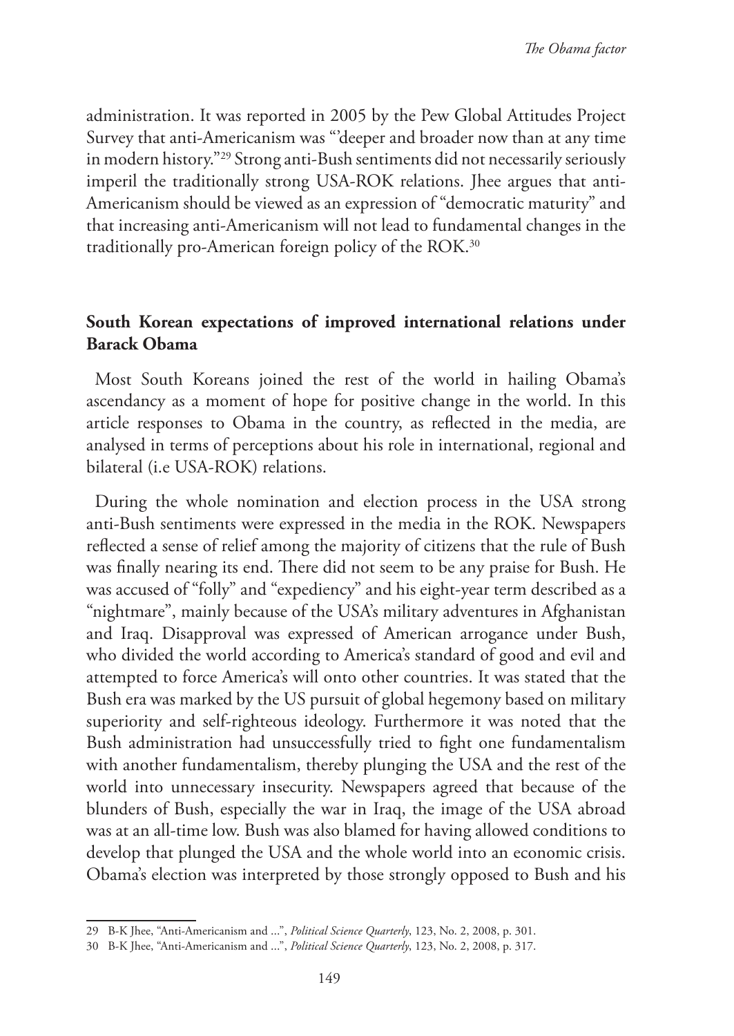administration. It was reported in 2005 by the Pew Global Attitudes Project Survey that anti-Americanism was "'deeper and broader now than at any time in modern history."[29] Strong anti-Bush sentiments did not necessarily seriously imperil the traditionally strong USA-ROK relations. Jhee argues that anti-Americanism should be viewed as an expression of "democratic maturity" and that increasing anti-Americanism will not lead to fundamental changes in the traditionally pro-American foreign policy of the ROK.[30]

## South Korean expectations of improved international relations under Barack Obama

Most South Koreans joined the rest of the world in hailing Obama's ascendancy as a moment of hope for positive change in the world. In this article responses to Obama in the country, as reflected in the media, are analysed in terms of perceptions about his role in international, regional and bilateral (i.e USA-ROK) relations.

During the whole nomination and election process in the USA strong anti-Bush sentiments were expressed in the media in the ROK. Newspapers reflected a sense of relief among the majority of citizens that the rule of Bush was finally nearing its end. There did not seem to be any praise for Bush. He was accused of "folly" and "expediency" and his eight-year term described as a "nightmare", mainly because of the USA's military adventures in Afghanistan and Iraq. Disapproval was expressed of American arrogance under Bush, who divided the world according to America's standard of good and evil and attempted to force America's will onto other countries. It was stated that the Bush era was marked by the US pursuit of global hegemony based on military superiority and self-righteous ideology. Furthermore it was noted that the Bush administration had unsuccessfully tried to fight one fundamentalism with another fundamentalism, thereby plunging the USA and the rest of the world into unnecessary insecurity. Newspapers agreed that because of the blunders of Bush, especially the war in Iraq, the image of the USA abroad was at an all-time low. Bush was also blamed for having allowed conditions to develop that plunged the USA and the whole world into an economic crisis. Obama's election was interpreted by those strongly opposed to Bush and his

29 B-K Jhee, "Anti-Americanism and ...", *Political Science Quarterly*, 123, No. 2, 2008, p. 301.

30 B-K Jhee, "Anti-Americanism and ...", *Political Science Quarterly*, 123, No. 2, 2008, p. 317.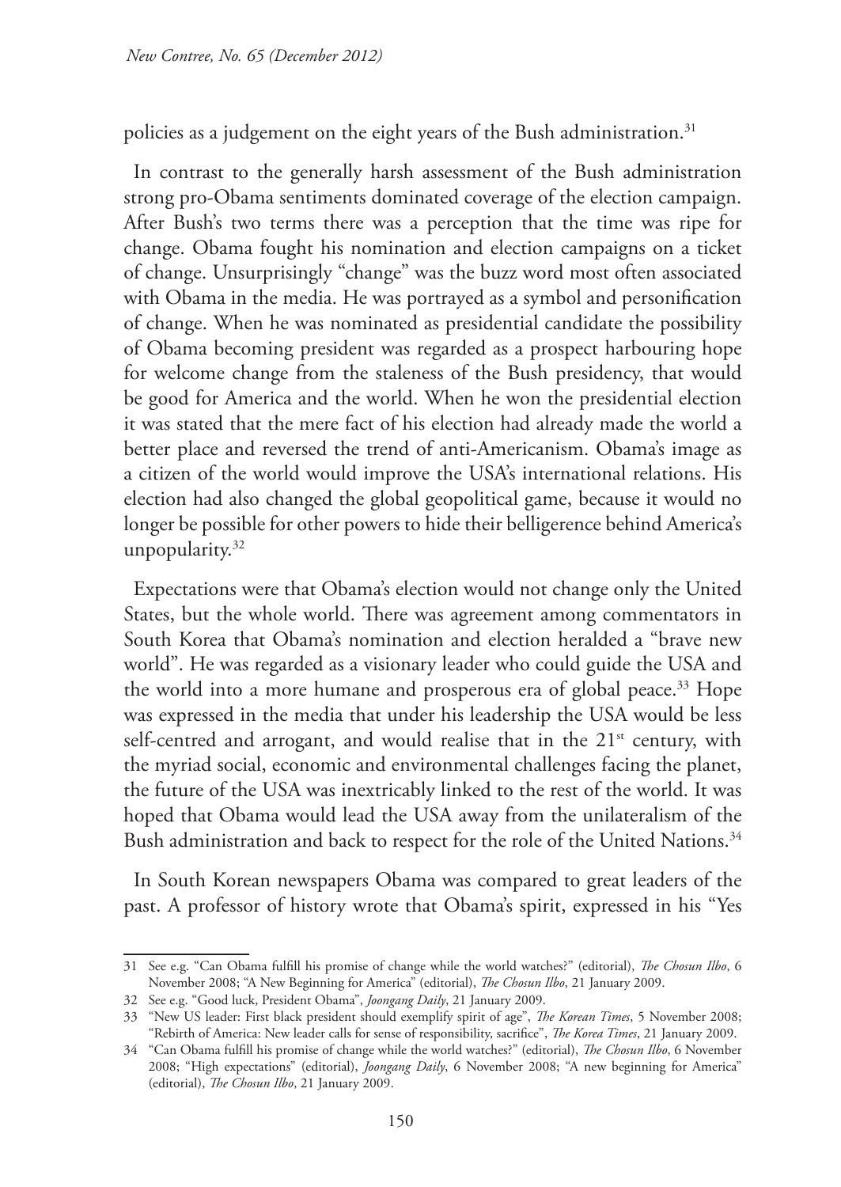policies as a judgement on the eight years of the Bush administration.[31]

In contrast to the generally harsh assessment of the Bush administration strong pro-Obama sentiments dominated coverage of the election campaign. After Bush's two terms there was a perception that the time was ripe for change. Obama fought his nomination and election campaigns on a ticket of change. Unsurprisingly "change" was the buzz word most often associated with Obama in the media. He was portrayed as a symbol and personification of change. When he was nominated as presidential candidate the possibility of Obama becoming president was regarded as a prospect harbouring hope for welcome change from the staleness of the Bush presidency, that would be good for America and the world. When he won the presidential election it was stated that the mere fact of his election had already made the world a better place and reversed the trend of anti-Americanism. Obama's image as a citizen of the world would improve the USA's international relations. His election had also changed the global geopolitical game, because it would no longer be possible for other powers to hide their belligerence behind America's unpopularity.[32]

Expectations were that Obama's election would not change only the United States, but the whole world. There was agreement among commentators in South Korea that Obama's nomination and election heralded a "brave new world". He was regarded as a visionary leader who could guide the USA and the world into a more humane and prosperous era of global peace.[33] Hope was expressed in the media that under his leadership the USA would be less self-centred and arrogant, and would realise that in the 21st century, with the myriad social, economic and environmental challenges facing the planet, the future of the USA was inextricably linked to the rest of the world. It was hoped that Obama would lead the USA away from the unilateralism of the Bush administration and back to respect for the role of the United Nations.[34]

In South Korean newspapers Obama was compared to great leaders of the past. A professor of history wrote that Obama's spirit, expressed in his "Yes

---

31 See e.g. "Can Obama fulfill his promise of change while the world watches?" (editorial), *The Chosun Ilbo*, 6 November 2008; "A New Beginning for America" (editorial), *The Chosun Ilbo*, 21 January 2009.

32 See e.g. "Good luck, President Obama", *Joongang Daily*, 21 January 2009.

33 "New US leader: First black president should exemplify spirit of age", *The Korean Times*, 5 November 2008; "Rebirth of America: New leader calls for sense of responsibility, sacrifice", *The Korea Times*, 21 January 2009.

34 "Can Obama fulfill his promise of change while the world watches?" (editorial), *The Chosun Ilbo*, 6 November 2008; "High expectations" (editorial), *Joongang Daily*, 6 November 2008; "A new beginning for America" (editorial), *The Chosun Ilbo*, 21 January 2009.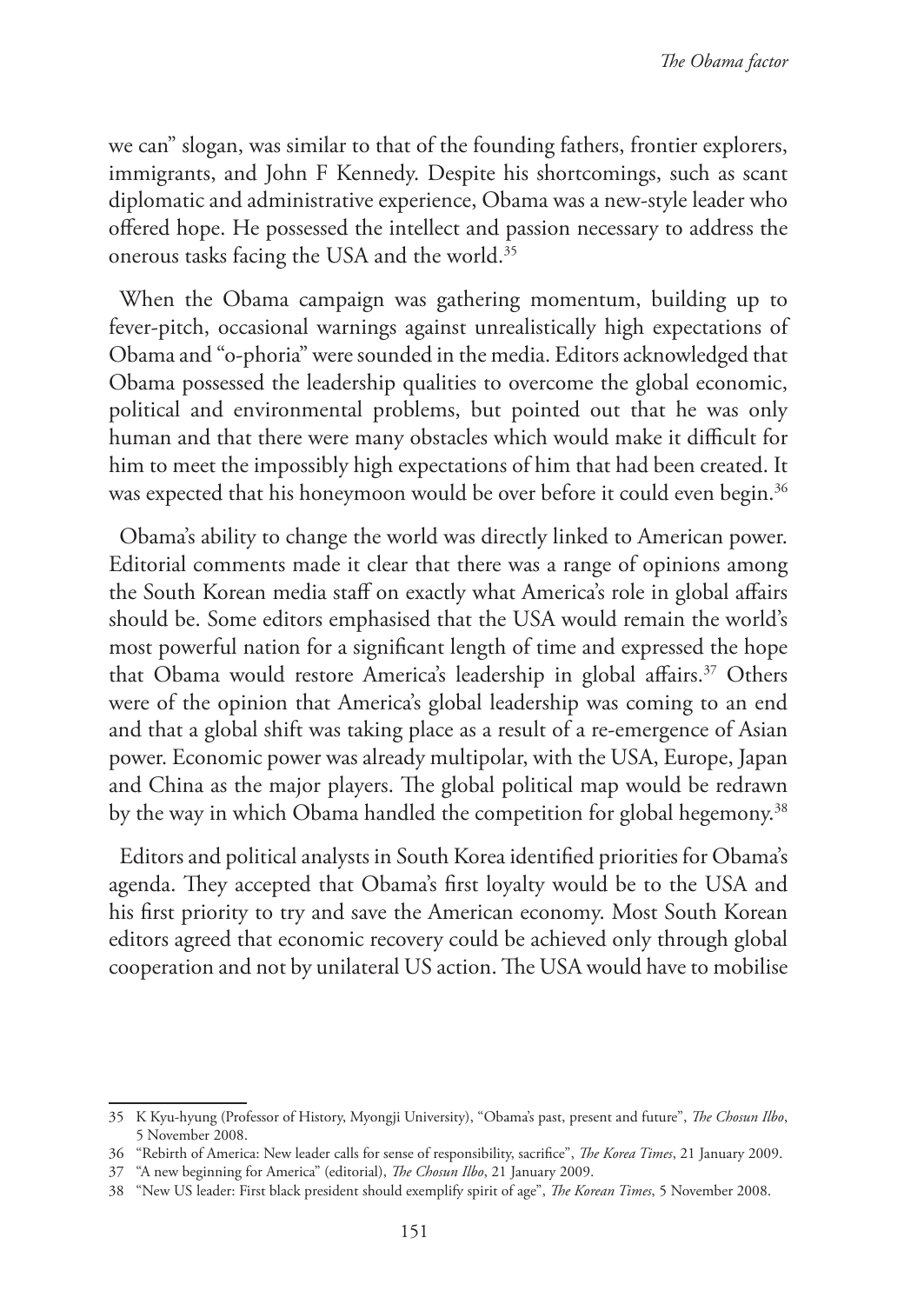we can" slogan, was similar to that of the founding fathers, frontier explorers, immigrants, and John F Kennedy. Despite his shortcomings, such as scant diplomatic and administrative experience, Obama was a new-style leader who offered hope. He possessed the intellect and passion necessary to address the onerous tasks facing the USA and the world.[35]

When the Obama campaign was gathering momentum, building up to fever-pitch, occasional warnings against unrealistically high expectations of Obama and "o-phoria" were sounded in the media. Editors acknowledged that Obama possessed the leadership qualities to overcome the global economic, political and environmental problems, but pointed out that he was only human and that there were many obstacles which would make it difficult for him to meet the impossibly high expectations of him that had been created. It was expected that his honeymoon would be over before it could even begin.[36]

Obama's ability to change the world was directly linked to American power. Editorial comments made it clear that there was a range of opinions among the South Korean media staff on exactly what America's role in global affairs should be. Some editors emphasised that the USA would remain the world's most powerful nation for a significant length of time and expressed the hope that Obama would restore America's leadership in global affairs.[37] Others were of the opinion that America's global leadership was coming to an end and that a global shift was taking place as a result of a re-emergence of Asian power. Economic power was already multipolar, with the USA, Europe, Japan and China as the major players. The global political map would be redrawn by the way in which Obama handled the competition for global hegemony.[38]

Editors and political analysts in South Korea identified priorities for Obama's agenda. They accepted that Obama's first loyalty would be to the USA and his first priority to try and save the American economy. Most South Korean editors agreed that economic recovery could be achieved only through global cooperation and not by unilateral US action. The USA would have to mobilise

---

35 K Kyu-hyung (Professor of History, Myongji University), "Obama's past, present and future", *The Chosun Ilbo*, 5 November 2008.

36 "Rebirth of America: New leader calls for sense of responsibility, sacrifice", *The Korea Times*, 21 January 2009.

37 "A new beginning for America" (editorial), *The Chosun Ilbo*, 21 January 2009.

38 "New US leader: First black president should exemplify spirit of age", *The Korean Times*, 5 November 2008.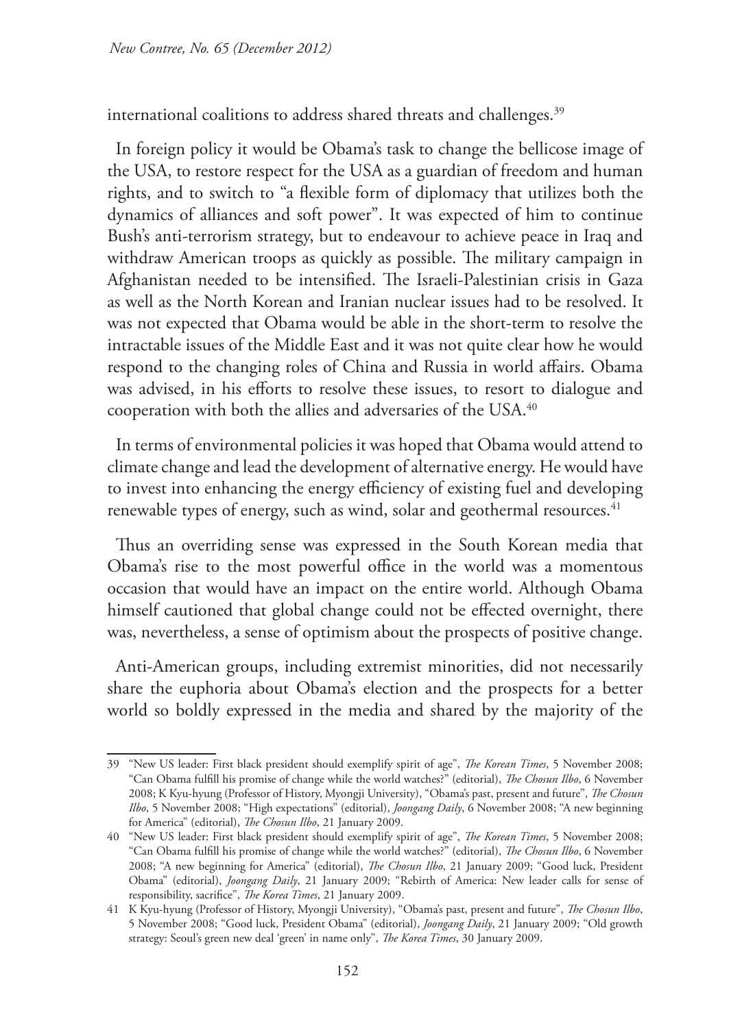international coalitions to address shared threats and challenges.[39]

In foreign policy it would be Obama's task to change the bellicose image of the USA, to restore respect for the USA as a guardian of freedom and human rights, and to switch to "a flexible form of diplomacy that utilizes both the dynamics of alliances and soft power". It was expected of him to continue Bush's anti-terrorism strategy, but to endeavour to achieve peace in Iraq and withdraw American troops as quickly as possible. The military campaign in Afghanistan needed to be intensified. The Israeli-Palestinian crisis in Gaza as well as the North Korean and Iranian nuclear issues had to be resolved. It was not expected that Obama would be able in the short-term to resolve the intractable issues of the Middle East and it was not quite clear how he would respond to the changing roles of China and Russia in world affairs. Obama was advised, in his efforts to resolve these issues, to resort to dialogue and cooperation with both the allies and adversaries of the USA.[40]

In terms of environmental policies it was hoped that Obama would attend to climate change and lead the development of alternative energy. He would have to invest into enhancing the energy efficiency of existing fuel and developing renewable types of energy, such as wind, solar and geothermal resources.[41]

Thus an overriding sense was expressed in the South Korean media that Obama's rise to the most powerful office in the world was a momentous occasion that would have an impact on the entire world. Although Obama himself cautioned that global change could not be effected overnight, there was, nevertheless, a sense of optimism about the prospects of positive change.

Anti-American groups, including extremist minorities, did not necessarily share the euphoria about Obama's election and the prospects for a better world so boldly expressed in the media and shared by the majority of the

---

39 "New US leader: First black president should exemplify spirit of age", *The Korean Times*, 5 November 2008; "Can Obama fulfill his promise of change while the world watches?" (editorial), *The Chosun Ilbo*, 6 November 2008; K Kyu-hyung (Professor of History, Myongji University), "Obama's past, present and future", *The Chosun Ilbo*, 5 November 2008; "High expectations" (editorial), *Joongang Daily*, 6 November 2008; "A new beginning for America" (editorial), *The Chosun Ilbo*, 21 January 2009.

40 "New US leader: First black president should exemplify spirit of age", *The Korean Times*, 5 November 2008; "Can Obama fulfill his promise of change while the world watches?" (editorial), *The Chosun Ilbo*, 6 November 2008; "A new beginning for America" (editorial), *The Chosun Ilbo*, 21 January 2009; "Good luck, President Obama" (editorial), *Joongang Daily*, 21 January 2009; "Rebirth of America: New leader calls for sense of responsibility, sacrifice", *The Korea Times*, 21 January 2009.

41 K Kyu-hyung (Professor of History, Myongji University), "Obama's past, present and future", *The Chosun Ilbo*, 5 November 2008; "Good luck, President Obama" (editorial), *Joongang Daily*, 21 January 2009; "Old growth strategy: Seoul's green new deal 'green' in name only", *The Korea Times*, 30 January 2009.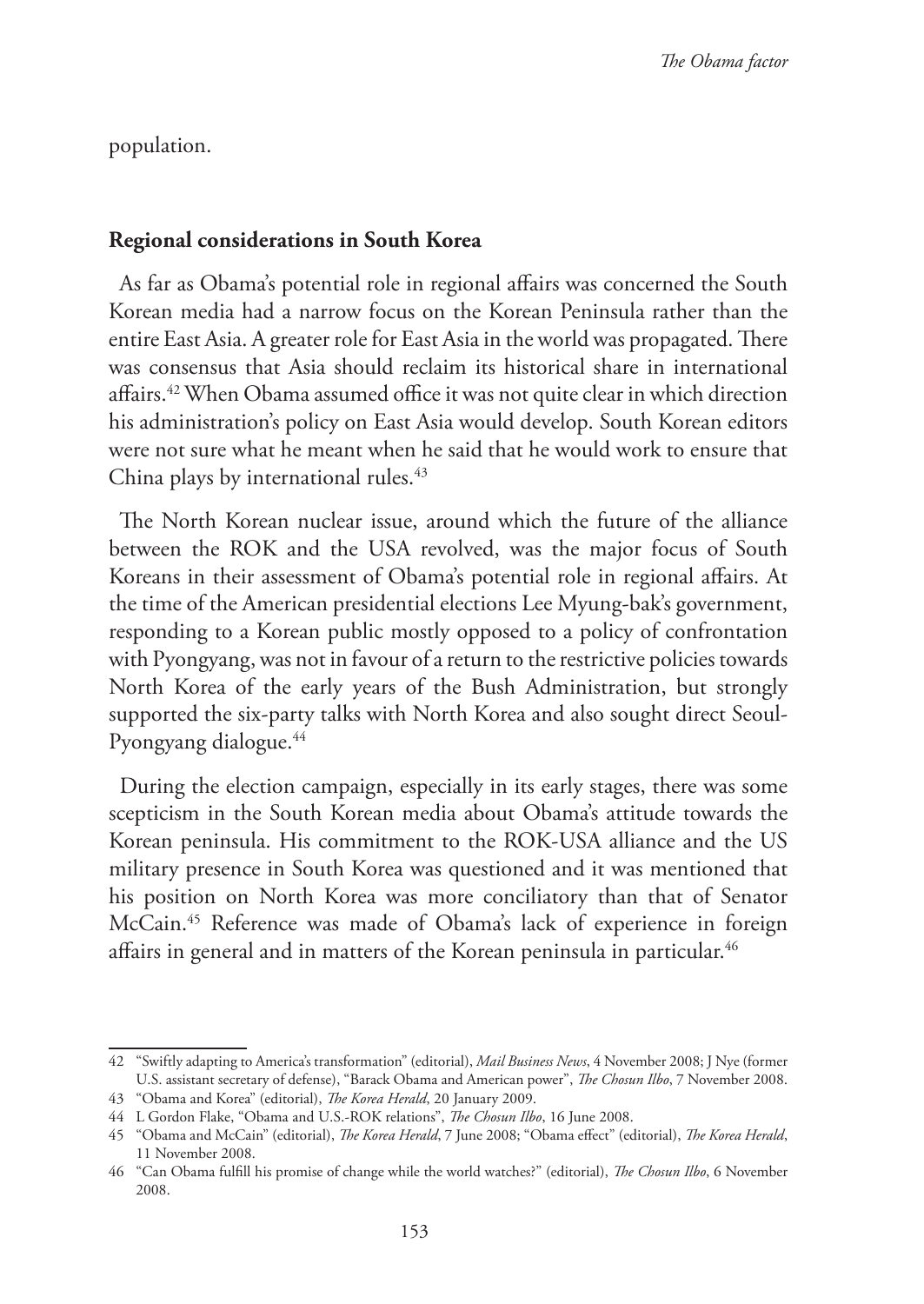population.

**Regional considerations in South Korea**

As far as Obama's potential role in regional affairs was concerned the South Korean media had a narrow focus on the Korean Peninsula rather than the entire East Asia. A greater role for East Asia in the world was propagated. There was consensus that Asia should reclaim its historical share in international affairs.[42] When Obama assumed office it was not quite clear in which direction his administration's policy on East Asia would develop. South Korean editors were not sure what he meant when he said that he would work to ensure that China plays by international rules.[43]

The North Korean nuclear issue, around which the future of the alliance between the ROK and the USA revolved, was the major focus of South Koreans in their assessment of Obama's potential role in regional affairs. At the time of the American presidential elections Lee Myung-bak's government, responding to a Korean public mostly opposed to a policy of confrontation with Pyongyang, was not in favour of a return to the restrictive policies towards North Korea of the early years of the Bush Administration, but strongly supported the six-party talks with North Korea and also sought direct Seoul-Pyongyang dialogue.[44]

During the election campaign, especially in its early stages, there was some scepticism in the South Korean media about Obama's attitude towards the Korean peninsula. His commitment to the ROK-USA alliance and the US military presence in South Korea was questioned and it was mentioned that his position on North Korea was more conciliatory than that of Senator McCain.[45] Reference was made of Obama's lack of experience in foreign affairs in general and in matters of the Korean peninsula in particular.[46]

---

42 "Swiftly adapting to America's transformation" (editorial), *Mail Business News*, 4 November 2008; J Nye (former U.S. assistant secretary of defense), "Barack Obama and American power", *The Chosun Ilbo*, 7 November 2008.

43 "Obama and Korea" (editorial), *The Korea Herald*, 20 January 2009.

44 L Gordon Flake, "Obama and U.S.-ROK relations", *The Chosun Ilbo*, 16 June 2008.

45 "Obama and McCain" (editorial), *The Korea Herald*, 7 June 2008; "Obama effect" (editorial), *The Korea Herald*, 11 November 2008.

46 "Can Obama fulfill his promise of change while the world watches?" (editorial), *The Chosun Ilbo*, 6 November 2008.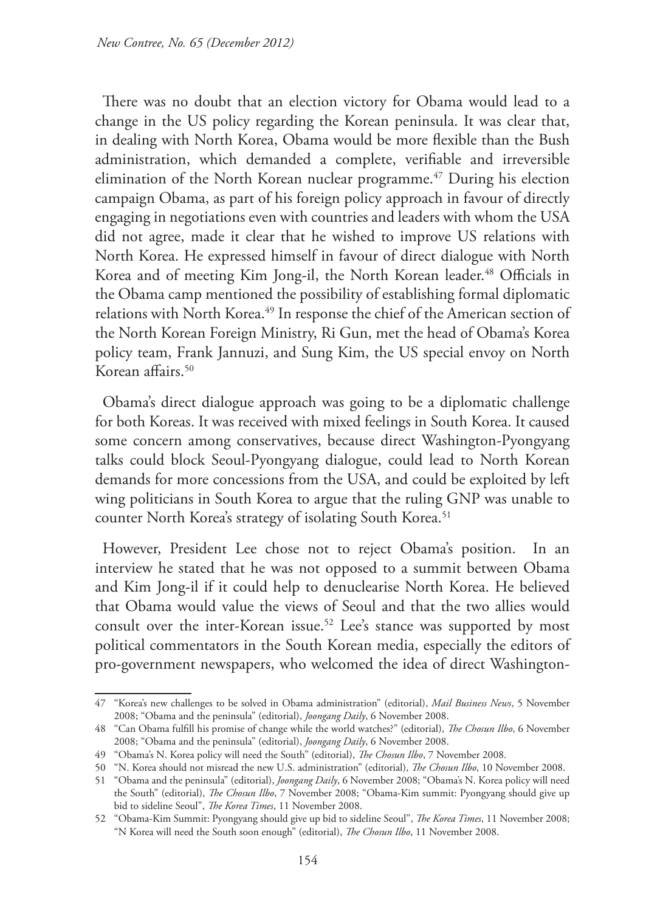There was no doubt that an election victory for Obama would lead to a change in the US policy regarding the Korean peninsula. It was clear that, in dealing with North Korea, Obama would be more flexible than the Bush administration, which demanded a complete, verifiable and irreversible elimination of the North Korean nuclear programme.[47] During his election campaign Obama, as part of his foreign policy approach in favour of directly engaging in negotiations even with countries and leaders with whom the USA did not agree, made it clear that he wished to improve US relations with North Korea. He expressed himself in favour of direct dialogue with North Korea and of meeting Kim Jong-il, the North Korean leader.[48] Officials in the Obama camp mentioned the possibility of establishing formal diplomatic relations with North Korea.[49] In response the chief of the American section of the North Korean Foreign Ministry, Ri Gun, met the head of Obama's Korea policy team, Frank Jannuzi, and Sung Kim, the US special envoy on North Korean affairs.[50]

Obama's direct dialogue approach was going to be a diplomatic challenge for both Koreas. It was received with mixed feelings in South Korea. It caused some concern among conservatives, because direct Washington-Pyongyang talks could block Seoul-Pyongyang dialogue, could lead to North Korean demands for more concessions from the USA, and could be exploited by left wing politicians in South Korea to argue that the ruling GNP was unable to counter North Korea's strategy of isolating South Korea.[51]

However, President Lee chose not to reject Obama's position. In an interview he stated that he was not opposed to a summit between Obama and Kim Jong-il if it could help to denuclearise North Korea. He believed that Obama would value the views of Seoul and that the two allies would consult over the inter-Korean issue.[52] Lee's stance was supported by most political commentators in the South Korean media, especially the editors of pro-government newspapers, who welcomed the idea of direct Washington-

---

47 "Korea's new challenges to be solved in Obama administration" (editorial), *Mail Business News*, 5 November 2008; "Obama and the peninsula" (editorial), *Joongang Daily*, 6 November 2008.

48 "Can Obama fulfill his promise of change while the world watches?" (editorial), *The Chosun Ilbo*, 6 November 2008; "Obama and the peninsula" (editorial), *Joongang Daily*, 6 November 2008.

49 "Obama's N. Korea policy will need the South" (editorial), *The Chosun Ilbo*, 7 November 2008.

50 "N. Korea should not misread the new U.S. administration" (editorial), *The Chosun Ilbo*, 10 November 2008.

51 "Obama and the peninsula" (editorial), *Joongang Daily*, 6 November 2008; "Obama's N. Korea policy will need the South" (editorial), *The Chosun Ilbo*, 7 November 2008; "Obama-Kim summit: Pyongyang should give up bid to sideline Seoul", *The Korea Times*, 11 November 2008.

52 "Obama-Kim Summit: Pyongyang should give up bid to sideline Seoul", *The Korea Times*, 11 November 2008; "N Korea will need the South soon enough" (editorial), *The Chosun Ilbo*, 11 November 2008.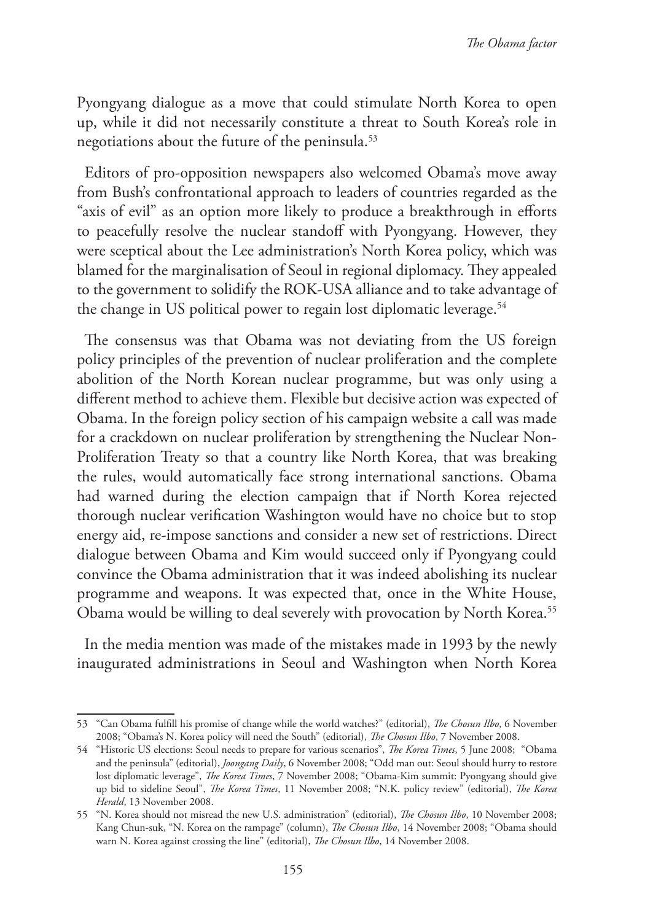Pyongyang dialogue as a move that could stimulate North Korea to open up, while it did not necessarily constitute a threat to South Korea's role in negotiations about the future of the peninsula.[53]

Editors of pro-opposition newspapers also welcomed Obama's move away from Bush's confrontational approach to leaders of countries regarded as the "axis of evil" as an option more likely to produce a breakthrough in efforts to peacefully resolve the nuclear standoff with Pyongyang. However, they were sceptical about the Lee administration's North Korea policy, which was blamed for the marginalisation of Seoul in regional diplomacy. They appealed to the government to solidify the ROK-USA alliance and to take advantage of the change in US political power to regain lost diplomatic leverage.[54]

The consensus was that Obama was not deviating from the US foreign policy principles of the prevention of nuclear proliferation and the complete abolition of the North Korean nuclear programme, but was only using a different method to achieve them. Flexible but decisive action was expected of Obama. In the foreign policy section of his campaign website a call was made for a crackdown on nuclear proliferation by strengthening the Nuclear Non-Proliferation Treaty so that a country like North Korea, that was breaking the rules, would automatically face strong international sanctions. Obama had warned during the election campaign that if North Korea rejected thorough nuclear verification Washington would have no choice but to stop energy aid, re-impose sanctions and consider a new set of restrictions. Direct dialogue between Obama and Kim would succeed only if Pyongyang could convince the Obama administration that it was indeed abolishing its nuclear programme and weapons. It was expected that, once in the White House, Obama would be willing to deal severely with provocation by North Korea.[55]

In the media mention was made of the mistakes made in 1993 by the newly inaugurated administrations in Seoul and Washington when North Korea

---

53 "Can Obama fulfill his promise of change while the world watches?" (editorial), *The Chosun Ilbo*, 6 November 2008; "Obama's N. Korea policy will need the South" (editorial), *The Chosun Ilbo*, 7 November 2008.

54 "Historic US elections: Seoul needs to prepare for various scenarios", *The Korea Times*, 5 June 2008; "Obama and the peninsula" (editorial), *Joongang Daily*, 6 November 2008; "Odd man out: Seoul should hurry to restore lost diplomatic leverage", *The Korea Times*, 7 November 2008; "Obama-Kim summit: Pyongyang should give up bid to sideline Seoul", *The Korea Times*, 11 November 2008; "N.K. policy review" (editorial), *The Korea Herald*, 13 November 2008.

55 "N. Korea should not misread the new U.S. administration" (editorial), *The Chosun Ilbo*, 10 November 2008; Kang Chun-suk, "N. Korea on the rampage" (column), *The Chosun Ilbo*, 14 November 2008; "Obama should warn N. Korea against crossing the line" (editorial), *The Chosun Ilbo*, 14 November 2008.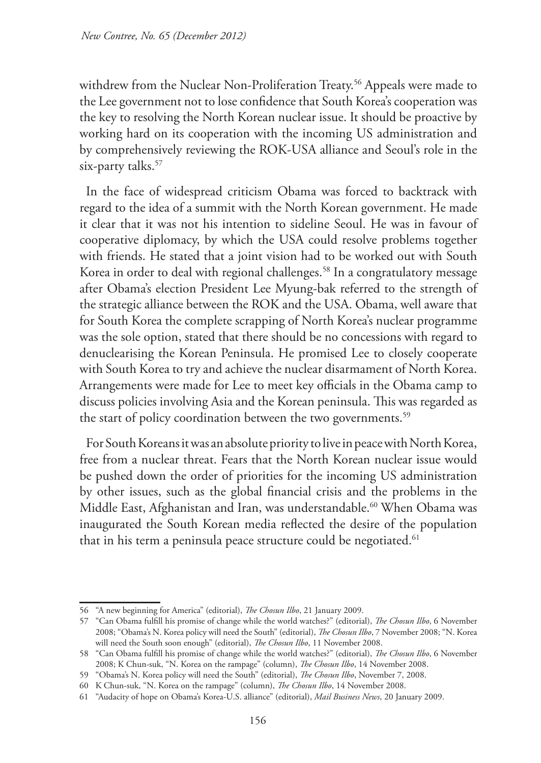withdrew from the Nuclear Non-Proliferation Treaty.[56] Appeals were made to the Lee government not to lose confidence that South Korea's cooperation was the key to resolving the North Korean nuclear issue. It should be proactive by working hard on its cooperation with the incoming US administration and by comprehensively reviewing the ROK-USA alliance and Seoul's role in the six-party talks.[57]

In the face of widespread criticism Obama was forced to backtrack with regard to the idea of a summit with the North Korean government. He made it clear that it was not his intention to sideline Seoul. He was in favour of cooperative diplomacy, by which the USA could resolve problems together with friends. He stated that a joint vision had to be worked out with South Korea in order to deal with regional challenges.[58] In a congratulatory message after Obama's election President Lee Myung-bak referred to the strength of the strategic alliance between the ROK and the USA. Obama, well aware that for South Korea the complete scrapping of North Korea's nuclear programme was the sole option, stated that there should be no concessions with regard to denuclearising the Korean Peninsula. He promised Lee to closely cooperate with South Korea to try and achieve the nuclear disarmament of North Korea. Arrangements were made for Lee to meet key officials in the Obama camp to discuss policies involving Asia and the Korean peninsula. This was regarded as the start of policy coordination between the two governments.[59]

For South Koreans it was an absolute priority to live in peace with North Korea, free from a nuclear threat. Fears that the North Korean nuclear issue would be pushed down the order of priorities for the incoming US administration by other issues, such as the global financial crisis and the problems in the Middle East, Afghanistan and Iran, was understandable.[60] When Obama was inaugurated the South Korean media reflected the desire of the population that in his term a peninsula peace structure could be negotiated.[61]

---

56 "A new beginning for America" (editorial), *The Chosun Ilbo*, 21 January 2009.

57 "Can Obama fulfill his promise of change while the world watches?" (editorial), *The Chosun Ilbo*, 6 November 2008; "Obama's N. Korea policy will need the South" (editorial), *The Chosun Ilbo*, 7 November 2008; "N. Korea will need the South soon enough" (editorial), *The Chosun Ilbo*, 11 November 2008.

58 "Can Obama fulfill his promise of change while the world watches?" (editorial), *The Chosun Ilbo*, 6 November 2008; K Chun-suk, "N. Korea on the rampage" (column), *The Chosun Ilbo*, 14 November 2008.

59 "Obama's N. Korea policy will need the South" (editorial), *The Chosun Ilbo*, November 7, 2008.

60 K Chun-suk, "N. Korea on the rampage" (column), *The Chosun Ilbo*, 14 November 2008.

61 "Audacity of hope on Obama's Korea-U.S. alliance" (editorial), *Mail Business News*, 20 January 2009.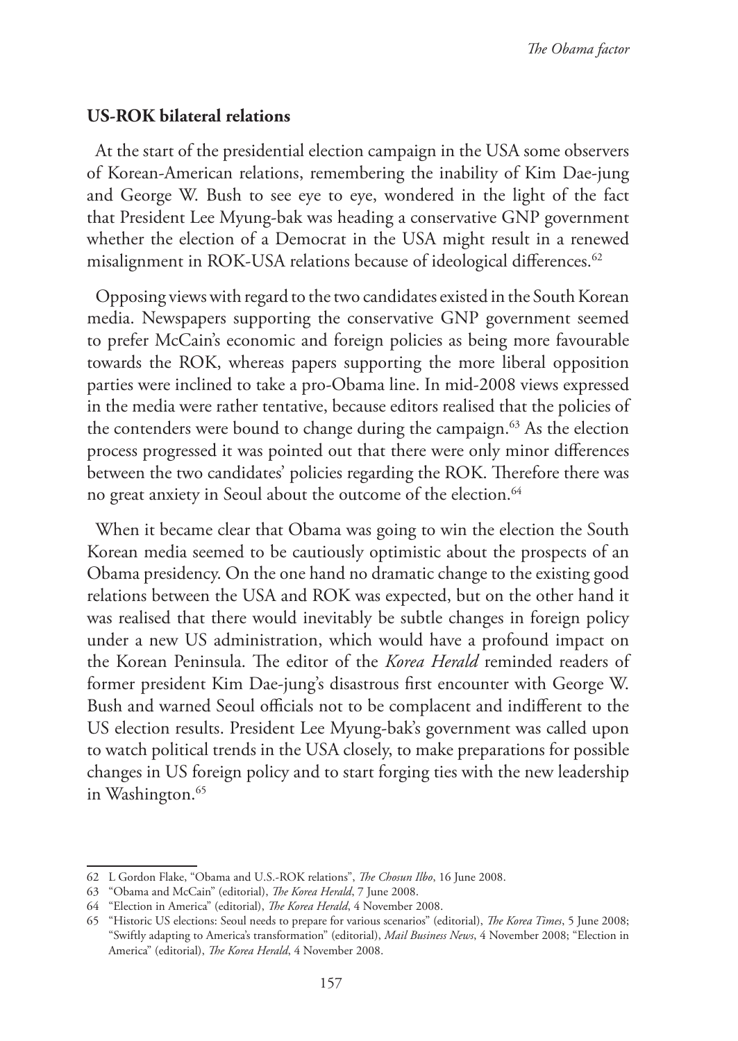**US-ROK bilateral relations**

At the start of the presidential election campaign in the USA some observers of Korean-American relations, remembering the inability of Kim Dae-jung and George W. Bush to see eye to eye, wondered in the light of the fact that President Lee Myung-bak was heading a conservative GNP government whether the election of a Democrat in the USA might result in a renewed misalignment in ROK-USA relations because of ideological differences.[62]

Opposing views with regard to the two candidates existed in the South Korean media. Newspapers supporting the conservative GNP government seemed to prefer McCain's economic and foreign policies as being more favourable towards the ROK, whereas papers supporting the more liberal opposition parties were inclined to take a pro-Obama line. In mid-2008 views expressed in the media were rather tentative, because editors realised that the policies of the contenders were bound to change during the campaign.[63] As the election process progressed it was pointed out that there were only minor differences between the two candidates' policies regarding the ROK. Therefore there was no great anxiety in Seoul about the outcome of the election.[64]

When it became clear that Obama was going to win the election the South Korean media seemed to be cautiously optimistic about the prospects of an Obama presidency. On the one hand no dramatic change to the existing good relations between the USA and ROK was expected, but on the other hand it was realised that there would inevitably be subtle changes in foreign policy under a new US administration, which would have a profound impact on the Korean Peninsula. The editor of the *Korea Herald* reminded readers of former president Kim Dae-jung's disastrous first encounter with George W. Bush and warned Seoul officials not to be complacent and indifferent to the US election results. President Lee Myung-bak's government was called upon to watch political trends in the USA closely, to make preparations for possible changes in US foreign policy and to start forging ties with the new leadership in Washington.[65]

---

62 L Gordon Flake, "Obama and U.S.-ROK relations", *The Chosun Ilbo*, 16 June 2008.

63 "Obama and McCain" (editorial), *The Korea Herald*, 7 June 2008.

64 "Election in America" (editorial), *The Korea Herald*, 4 November 2008.

65 "Historic US elections: Seoul needs to prepare for various scenarios" (editorial), *The Korea Times*, 5 June 2008; "Swiftly adapting to America's transformation" (editorial), *Mail Business News*, 4 November 2008; "Election in America" (editorial), *The Korea Herald*, 4 November 2008.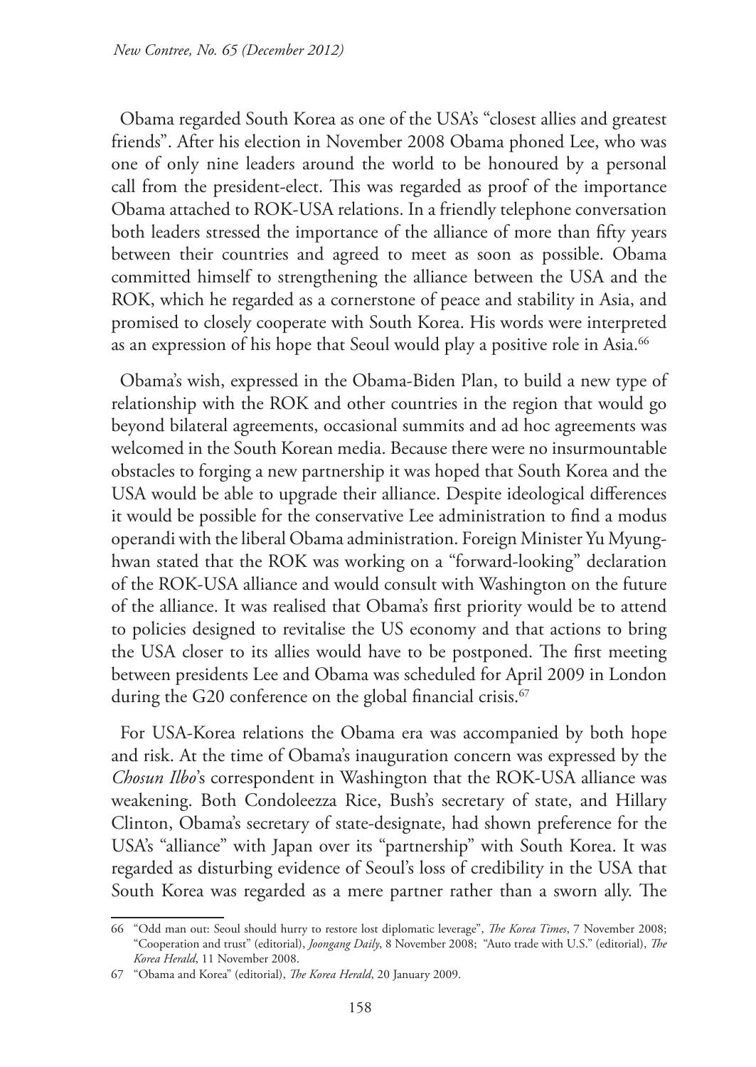Obama regarded South Korea as one of the USA's "closest allies and greatest friends". After his election in November 2008 Obama phoned Lee, who was one of only nine leaders around the world to be honoured by a personal call from the president-elect. This was regarded as proof of the importance Obama attached to ROK-USA relations. In a friendly telephone conversation both leaders stressed the importance of the alliance of more than fifty years between their countries and agreed to meet as soon as possible. Obama committed himself to strengthening the alliance between the USA and the ROK, which he regarded as a cornerstone of peace and stability in Asia, and promised to closely cooperate with South Korea. His words were interpreted as an expression of his hope that Seoul would play a positive role in Asia.[66]

Obama's wish, expressed in the Obama-Biden Plan, to build a new type of relationship with the ROK and other countries in the region that would go beyond bilateral agreements, occasional summits and ad hoc agreements was welcomed in the South Korean media. Because there were no insurmountable obstacles to forging a new partnership it was hoped that South Korea and the USA would be able to upgrade their alliance. Despite ideological differences it would be possible for the conservative Lee administration to find a modus operandi with the liberal Obama administration. Foreign Minister Yu Myung-hwan stated that the ROK was working on a "forward-looking" declaration of the ROK-USA alliance and would consult with Washington on the future of the alliance. It was realised that Obama's first priority would be to attend to policies designed to revitalise the US economy and that actions to bring the USA closer to its allies would have to be postponed. The first meeting between presidents Lee and Obama was scheduled for April 2009 in London during the G20 conference on the global financial crisis.[67]

For USA-Korea relations the Obama era was accompanied by both hope and risk. At the time of Obama's inauguration concern was expressed by the *Chosun Ilbo*'s correspondent in Washington that the ROK-USA alliance was weakening. Both Condoleezza Rice, Bush's secretary of state, and Hillary Clinton, Obama's secretary of state-designate, had shown preference for the USA's "alliance" with Japan over its "partnership" with South Korea. It was regarded as disturbing evidence of Seoul's loss of credibility in the USA that South Korea was regarded as a mere partner rather than a sworn ally. The

---

66 "Odd man out: Seoul should hurry to restore lost diplomatic leverage", *The Korea Times*, 7 November 2008; "Cooperation and trust" (editorial), *Joongang Daily*, 8 November 2008; "Auto trade with U.S." (editorial), *The Korea Herald*, 11 November 2008.

67 "Obama and Korea" (editorial), *The Korea Herald*, 20 January 2009.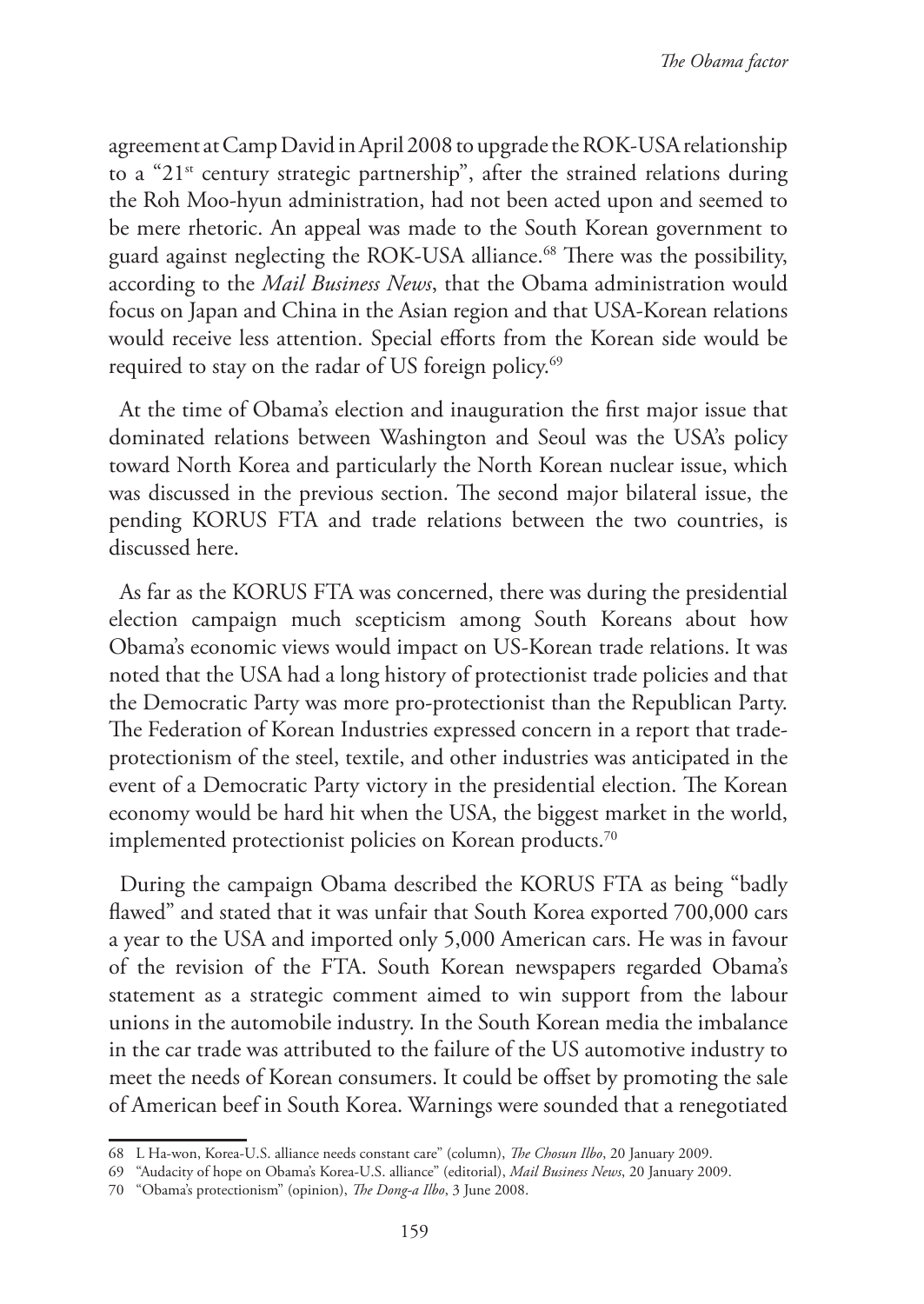agreement at Camp David in April 2008 to upgrade the ROK-USA relationship to a "21st century strategic partnership", after the strained relations during the Roh Moo-hyun administration, had not been acted upon and seemed to be mere rhetoric. An appeal was made to the South Korean government to guard against neglecting the ROK-USA alliance.[68] There was the possibility, according to the *Mail Business News*, that the Obama administration would focus on Japan and China in the Asian region and that USA-Korean relations would receive less attention. Special efforts from the Korean side would be required to stay on the radar of US foreign policy.[69]

At the time of Obama's election and inauguration the first major issue that dominated relations between Washington and Seoul was the USA's policy toward North Korea and particularly the North Korean nuclear issue, which was discussed in the previous section. The second major bilateral issue, the pending KORUS FTA and trade relations between the two countries, is discussed here.

As far as the KORUS FTA was concerned, there was during the presidential election campaign much scepticism among South Koreans about how Obama's economic views would impact on US-Korean trade relations. It was noted that the USA had a long history of protectionist trade policies and that the Democratic Party was more pro-protectionist than the Republican Party. The Federation of Korean Industries expressed concern in a report that trade-protectionism of the steel, textile, and other industries was anticipated in the event of a Democratic Party victory in the presidential election. The Korean economy would be hard hit when the USA, the biggest market in the world, implemented protectionist policies on Korean products.[70]

During the campaign Obama described the KORUS FTA as being "badly flawed" and stated that it was unfair that South Korea exported 700,000 cars a year to the USA and imported only 5,000 American cars. He was in favour of the revision of the FTA. South Korean newspapers regarded Obama's statement as a strategic comment aimed to win support from the labour unions in the automobile industry. In the South Korean media the imbalance in the car trade was attributed to the failure of the US automotive industry to meet the needs of Korean consumers. It could be offset by promoting the sale of American beef in South Korea. Warnings were sounded that a renegotiated

---

68 L Ha-won, Korea-U.S. alliance needs constant care" (column), *The Chosun Ilbo*, 20 January 2009.

69 "Audacity of hope on Obama's Korea-U.S. alliance" (editorial), *Mail Business News*, 20 January 2009.

70 "Obama's protectionism" (opinion), *The Dong-a Ilbo*, 3 June 2008.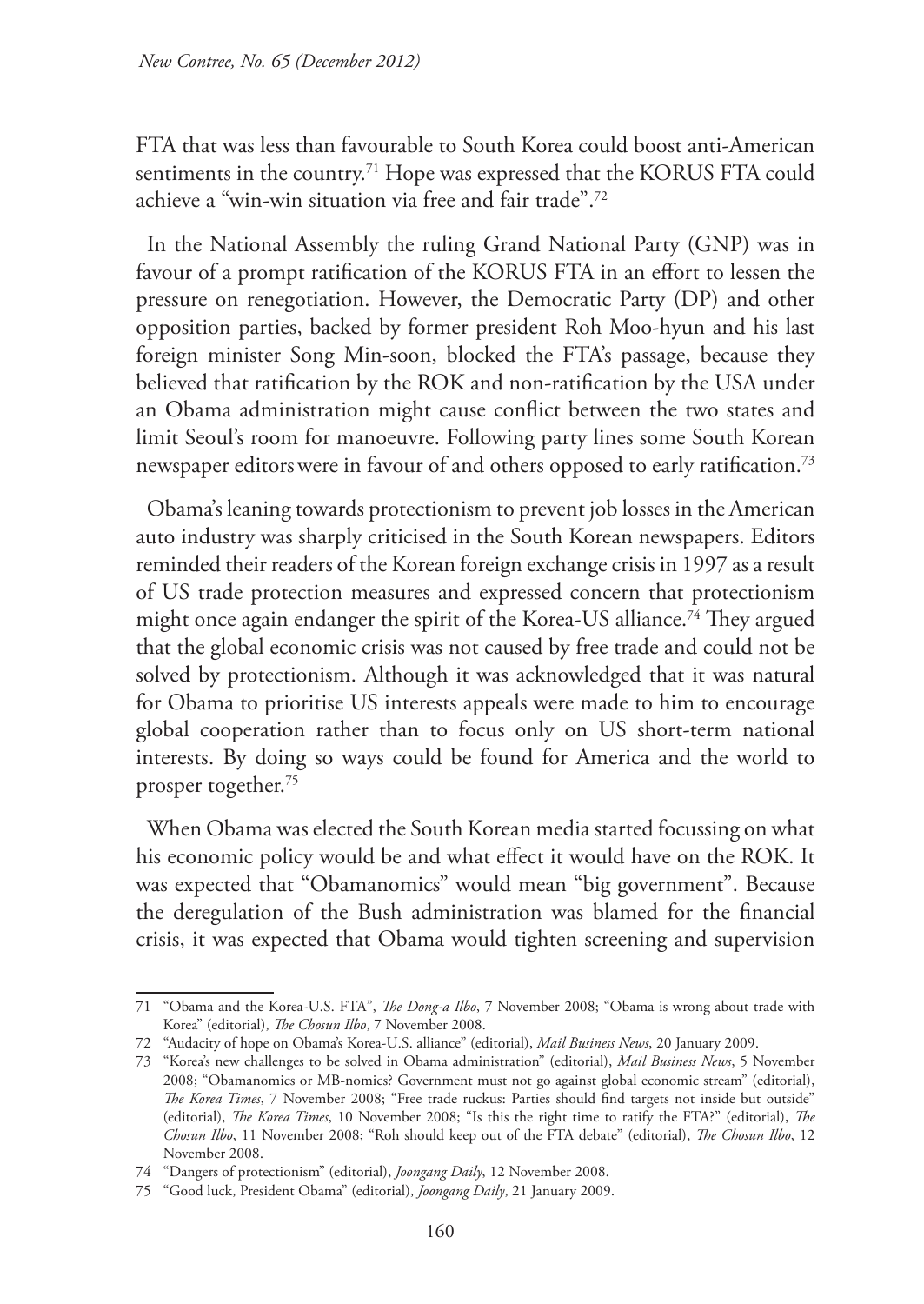FTA that was less than favourable to South Korea could boost anti-American sentiments in the country.[71] Hope was expressed that the KORUS FTA could achieve a "win-win situation via free and fair trade".[72]

In the National Assembly the ruling Grand National Party (GNP) was in favour of a prompt ratification of the KORUS FTA in an effort to lessen the pressure on renegotiation. However, the Democratic Party (DP) and other opposition parties, backed by former president Roh Moo-hyun and his last foreign minister Song Min-soon, blocked the FTA's passage, because they believed that ratification by the ROK and non-ratification by the USA under an Obama administration might cause conflict between the two states and limit Seoul's room for manoeuvre. Following party lines some South Korean newspaper editors were in favour of and others opposed to early ratification.[73]

Obama's leaning towards protectionism to prevent job losses in the American auto industry was sharply criticised in the South Korean newspapers. Editors reminded their readers of the Korean foreign exchange crisis in 1997 as a result of US trade protection measures and expressed concern that protectionism might once again endanger the spirit of the Korea-US alliance.[74] They argued that the global economic crisis was not caused by free trade and could not be solved by protectionism. Although it was acknowledged that it was natural for Obama to prioritise US interests appeals were made to him to encourage global cooperation rather than to focus only on US short-term national interests. By doing so ways could be found for America and the world to prosper together.[75]

When Obama was elected the South Korean media started focussing on what his economic policy would be and what effect it would have on the ROK. It was expected that "Obamanomics" would mean "big government". Because the deregulation of the Bush administration was blamed for the financial crisis, it was expected that Obama would tighten screening and supervision

---

71 "Obama and the Korea-U.S. FTA", *The Dong-a Ilbo*, 7 November 2008; "Obama is wrong about trade with Korea" (editorial), *The Chosun Ilbo*, 7 November 2008.

72 "Audacity of hope on Obama's Korea-U.S. alliance" (editorial), *Mail Business News*, 20 January 2009.

73 "Korea's new challenges to be solved in Obama administration" (editorial), *Mail Business News*, 5 November 2008; "Obamanomics or MB-nomics? Government must not go against global economic stream" (editorial), *The Korea Times*, 7 November 2008; "Free trade ruckus: Parties should find targets not inside but outside" (editorial), *The Korea Times*, 10 November 2008; "Is this the right time to ratify the FTA?" (editorial), *The Chosun Ilbo*, 11 November 2008; "Roh should keep out of the FTA debate" (editorial), *The Chosun Ilbo*, 12 November 2008.

74 "Dangers of protectionism" (editorial), *Joongang Daily*, 12 November 2008.

75 "Good luck, President Obama" (editorial), *Joongang Daily*, 21 January 2009.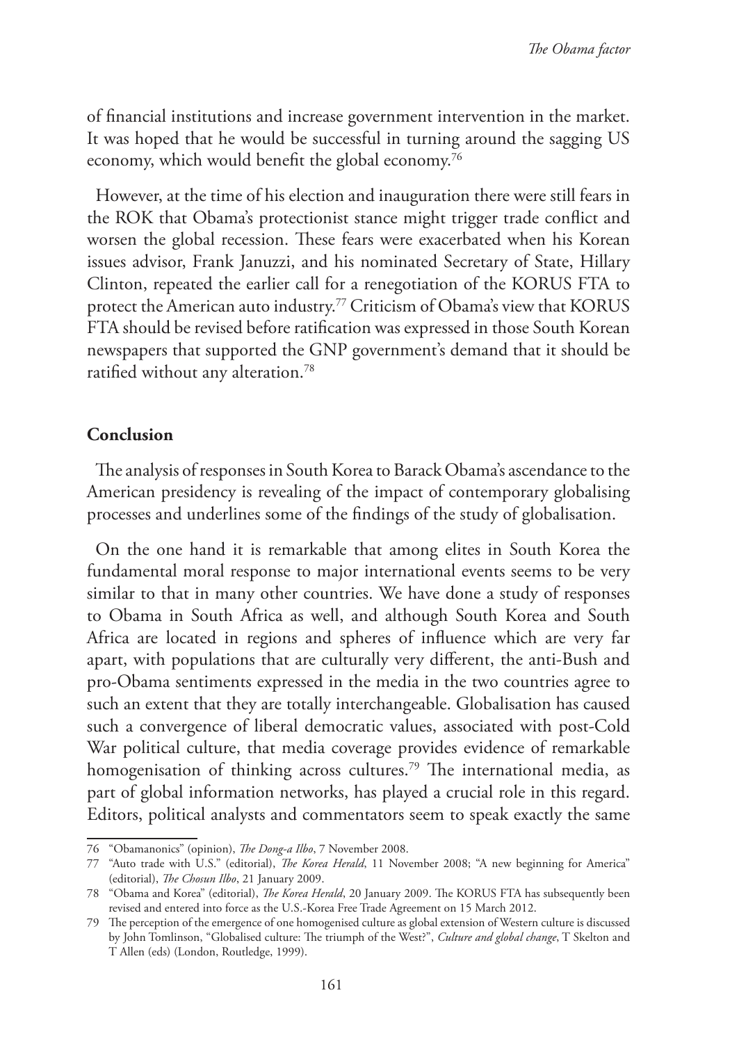of financial institutions and increase government intervention in the market. It was hoped that he would be successful in turning around the sagging US economy, which would benefit the global economy.[76]

However, at the time of his election and inauguration there were still fears in the ROK that Obama's protectionist stance might trigger trade conflict and worsen the global recession. These fears were exacerbated when his Korean issues advisor, Frank Januzzi, and his nominated Secretary of State, Hillary Clinton, repeated the earlier call for a renegotiation of the KORUS FTA to protect the American auto industry.[77] Criticism of Obama's view that KORUS FTA should be revised before ratification was expressed in those South Korean newspapers that supported the GNP government's demand that it should be ratified without any alteration.[78]

## Conclusion

The analysis of responses in South Korea to Barack Obama's ascendance to the American presidency is revealing of the impact of contemporary globalising processes and underlines some of the findings of the study of globalisation.

On the one hand it is remarkable that among elites in South Korea the fundamental moral response to major international events seems to be very similar to that in many other countries. We have done a study of responses to Obama in South Africa as well, and although South Korea and South Africa are located in regions and spheres of influence which are very far apart, with populations that are culturally very different, the anti-Bush and pro-Obama sentiments expressed in the media in the two countries agree to such an extent that they are totally interchangeable. Globalisation has caused such a convergence of liberal democratic values, associated with post-Cold War political culture, that media coverage provides evidence of remarkable homogenisation of thinking across cultures.[79] The international media, as part of global information networks, has played a crucial role in this regard. Editors, political analysts and commentators seem to speak exactly the same

---

76 "Obamanonics" (opinion), *The Dong-a Ilbo*, 7 November 2008.

77 "Auto trade with U.S." (editorial), *The Korea Herald*, 11 November 2008; "A new beginning for America" (editorial), *The Chosun Ilbo*, 21 January 2009.

78 "Obama and Korea" (editorial), *The Korea Herald*, 20 January 2009. The KORUS FTA has subsequently been revised and entered into force as the U.S.-Korea Free Trade Agreement on 15 March 2012.

79 The perception of the emergence of one homogenised culture as global extension of Western culture is discussed by John Tomlinson, "Globalised culture: The triumph of the West?", *Culture and global change*, T Skelton and T Allen (eds) (London, Routledge, 1999).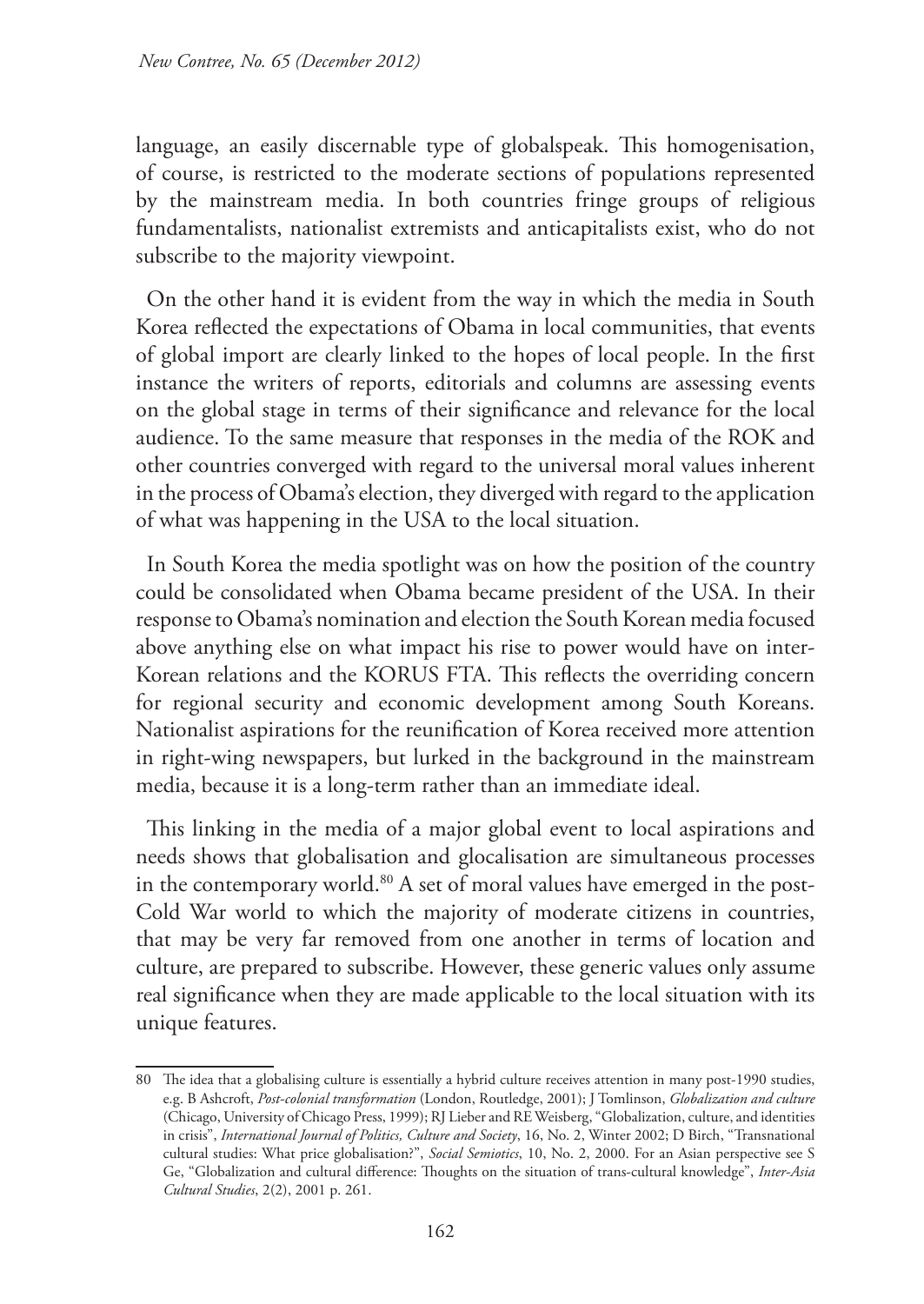language, an easily discernable type of globalspeak. This homogenisation, of course, is restricted to the moderate sections of populations represented by the mainstream media. In both countries fringe groups of religious fundamentalists, nationalist extremists and anticapitalists exist, who do not subscribe to the majority viewpoint.

On the other hand it is evident from the way in which the media in South Korea reflected the expectations of Obama in local communities, that events of global import are clearly linked to the hopes of local people. In the first instance the writers of reports, editorials and columns are assessing events on the global stage in terms of their significance and relevance for the local audience. To the same measure that responses in the media of the ROK and other countries converged with regard to the universal moral values inherent in the process of Obama's election, they diverged with regard to the application of what was happening in the USA to the local situation.

In South Korea the media spotlight was on how the position of the country could be consolidated when Obama became president of the USA. In their response to Obama's nomination and election the South Korean media focused above anything else on what impact his rise to power would have on inter-Korean relations and the KORUS FTA. This reflects the overriding concern for regional security and economic development among South Koreans. Nationalist aspirations for the reunification of Korea received more attention in right-wing newspapers, but lurked in the background in the mainstream media, because it is a long-term rather than an immediate ideal.

This linking in the media of a major global event to local aspirations and needs shows that globalisation and glocalisation are simultaneous processes in the contemporary world.[80] A set of moral values have emerged in the post-Cold War world to which the majority of moderate citizens in countries, that may be very far removed from one another in terms of location and culture, are prepared to subscribe. However, these generic values only assume real significance when they are made applicable to the local situation with its unique features.

---

80 The idea that a globalising culture is essentially a hybrid culture receives attention in many post-1990 studies, e.g. B Ashcroft, *Post-colonial transformation* (London, Routledge, 2001); J Tomlinson, *Globalization and culture* (Chicago, University of Chicago Press, 1999); RJ Lieber and RE Weisberg, "Globalization, culture, and identities in crisis", *International Journal of Politics, Culture and Society*, 16, No. 2, Winter 2002; D Birch, "Transnational cultural studies: What price globalisation?", *Social Semiotics*, 10, No. 2, 2000. For an Asian perspective see S Ge, "Globalization and cultural difference: Thoughts on the situation of trans-cultural knowledge", *Inter-Asia Cultural Studies*, 2(2), 2001 p. 261.